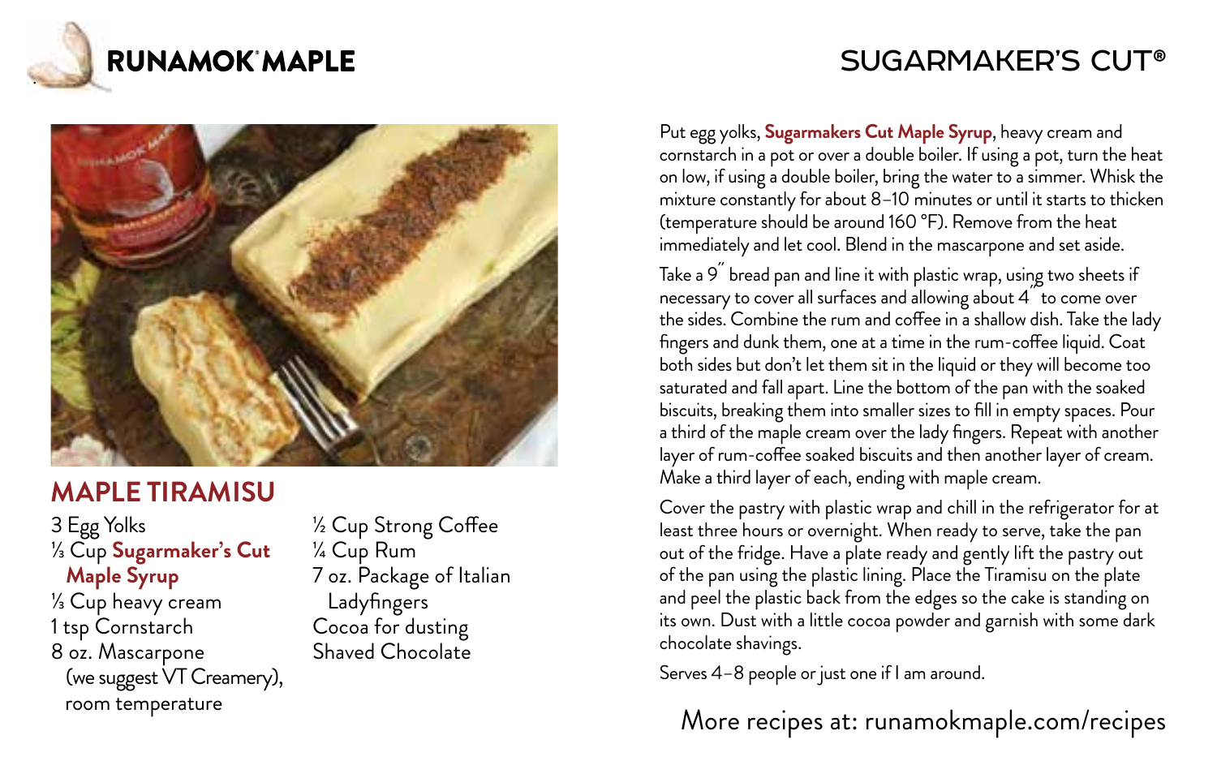RUNAMOK MAPLE

SUGARMAKER'S CUT®

## MAPLE TIRAMISU

- 3 Egg Yolks
- ⅓ Cup **Sugarmaker's Cut Maple Syrup**
- ⅓ Cup heavy cream
- 1 tsp Cornstarch
- 8 oz. Mascarpone (we suggest VT Creamery), room temperature
- ½ Cup Strong Coffee
- ¼ Cup Rum
- 7 oz. Package of Italian Ladyfingers
- Cocoa for dusting
- Shaved Chocolate

Put egg yolks, **Sugarmakers Cut Maple Syrup**, heavy cream and cornstarch in a pot or over a double boiler. If using a pot, turn the heat on low, if using a double boiler, bring the water to a simmer. Whisk the mixture constantly for about 8–10 minutes or until it starts to thicken (temperature should be around 160 °F). Remove from the heat immediately and let cool. Blend in the mascarpone and set aside.

Take a 9˝ bread pan and line it with plastic wrap, using two sheets if necessary to cover all surfaces and allowing about 4˝ to come over the sides. Combine the rum and coffee in a shallow dish. Take the lady fingers and dunk them, one at a time in the rum-coffee liquid. Coat both sides but don't let them sit in the liquid or they will become too saturated and fall apart. Line the bottom of the pan with the soaked biscuits, breaking them into smaller sizes to fill in empty spaces. Pour a third of the maple cream over the lady fingers. Repeat with another layer of rum-coffee soaked biscuits and then another layer of cream. Make a third layer of each, ending with maple cream.

Cover the pastry with plastic wrap and chill in the refrigerator for at least three hours or overnight. When ready to serve, take the pan out of the fridge. Have a plate ready and gently lift the pastry out of the pan using the plastic lining. Place the Tiramisu on the plate and peel the plastic back from the edges so the cake is standing on its own. Dust with a little cocoa powder and garnish with some dark chocolate shavings.

Serves 4–8 people or just one if I am around.

More recipes at: runamokmaple.com/recipes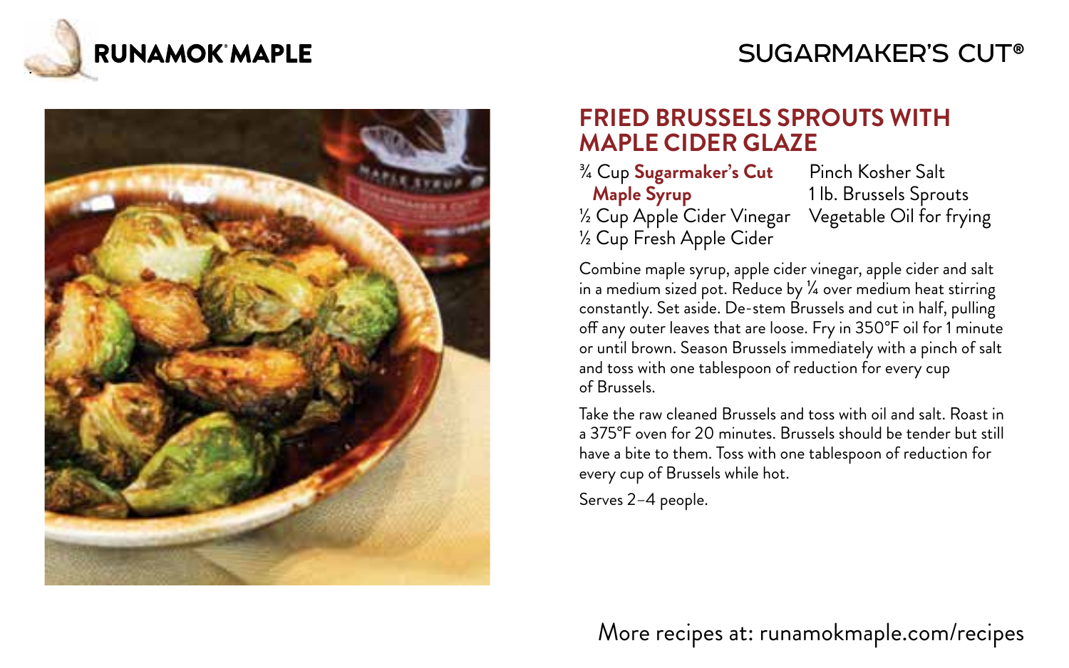# FRIED BRUSSELS SPROUTS WITH MAPLE CIDER GLAZE

- ¾ Cup **Sugarmaker's Cut Maple Syrup**
- ½ Cup Apple Cider Vinegar
- ½ Cup Fresh Apple Cider
- Pinch Kosher Salt
- 1 lb. Brussels Sprouts
- Vegetable Oil for frying

Combine maple syrup, apple cider vinegar, apple cider and salt in a medium sized pot. Reduce by ¼ over medium heat stirring constantly. Set aside. De-stem Brussels and cut in half, pulling off any outer leaves that are loose. Fry in 350°F oil for 1 minute or until brown. Season Brussels immediately with a pinch of salt and toss with one tablespoon of reduction for every cup of Brussels.

Take the raw cleaned Brussels and toss with oil and salt. Roast in a 375°F oven for 20 minutes. Brussels should be tender but still have a bite to them. Toss with one tablespoon of reduction for every cup of Brussels while hot.

Serves 2–4 people.

More recipes at: runamokmaple.com/recipes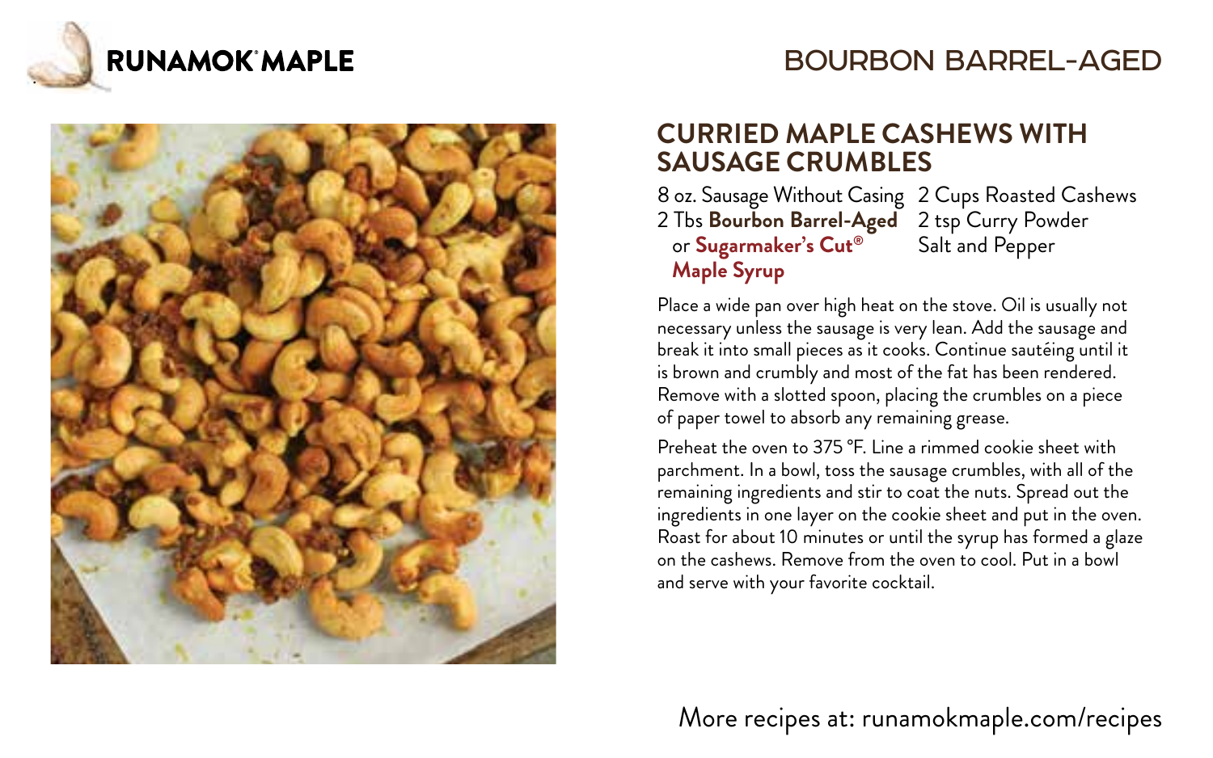**RUNAMOK® MAPLE**

BOURBON BARREL-AGED

## CURRIED MAPLE CASHEWS WITH SAUSAGE CRUMBLES

- 8 oz. Sausage Without Casing
- 2 Tbs **Bourbon Barrel-Aged** or **Sugarmaker's Cut® Maple Syrup**
- 2 Cups Roasted Cashews
- 2 tsp Curry Powder
- Salt and Pepper

Place a wide pan over high heat on the stove. Oil is usually not necessary unless the sausage is very lean. Add the sausage and break it into small pieces as it cooks. Continue sautéing until it is brown and crumbly and most of the fat has been rendered. Remove with a slotted spoon, placing the crumbles on a piece of paper towel to absorb any remaining grease.

Preheat the oven to 375 °F. Line a rimmed cookie sheet with parchment. In a bowl, toss the sausage crumbles, with all of the remaining ingredients and stir to coat the nuts. Spread out the ingredients in one layer on the cookie sheet and put in the oven. Roast for about 10 minutes or until the syrup has formed a glaze on the cashews. Remove from the oven to cool. Put in a bowl and serve with your favorite cocktail.

More recipes at: runamokmaple.com/recipes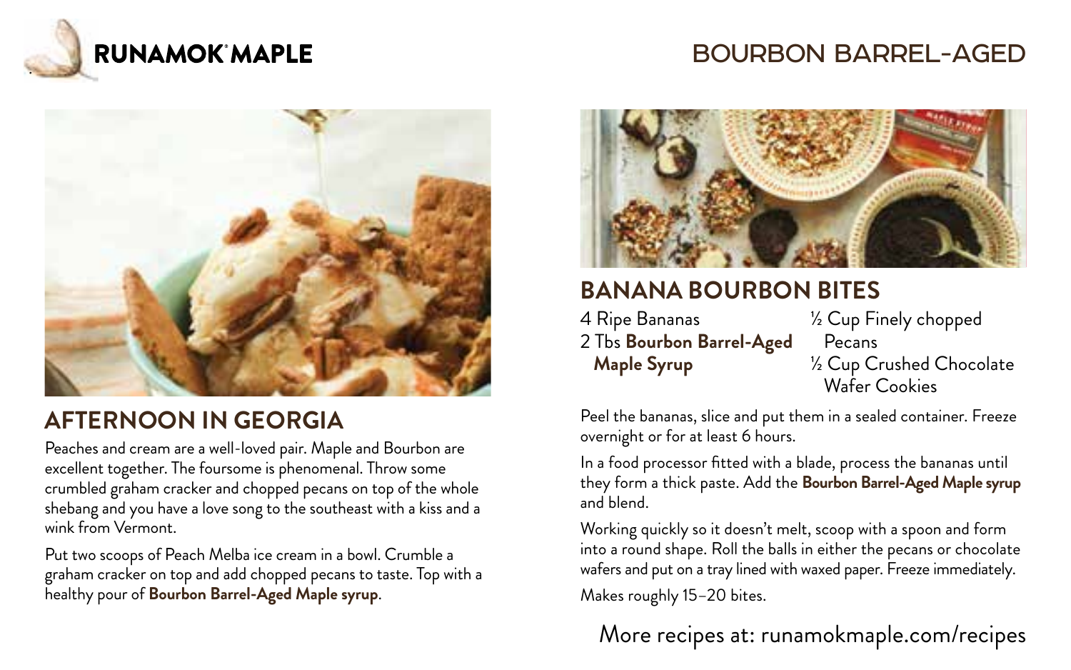# RUNAMOK® MAPLE

# BOURBON BARREL-AGED

## AFTERNOON IN GEORGIA

Peaches and cream are a well-loved pair. Maple and Bourbon are excellent together. The foursome is phenomenal. Throw some crumbled graham cracker and chopped pecans on top of the whole shebang and you have a love song to the southeast with a kiss and a wink from Vermont.

Put two scoops of Peach Melba ice cream in a bowl. Crumble a graham cracker on top and add chopped pecans to taste. Top with a healthy pour of **Bourbon Barrel-Aged Maple syrup**.

## BANANA BOURBON BITES

- 4 Ripe Bananas
- 2 Tbs **Bourbon Barrel-Aged Maple Syrup**
- ½ Cup Finely chopped Pecans
- ½ Cup Crushed Chocolate Wafer Cookies

Peel the bananas, slice and put them in a sealed container. Freeze overnight or for at least 6 hours.

In a food processor fitted with a blade, process the bananas until they form a thick paste. Add the **Bourbon Barrel-Aged Maple syrup** and blend.

Working quickly so it doesn't melt, scoop with a spoon and form into a round shape. Roll the balls in either the pecans or chocolate wafers and put on a tray lined with waxed paper. Freeze immediately.

Makes roughly 15–20 bites.

More recipes at: runamokmaple.com/recipes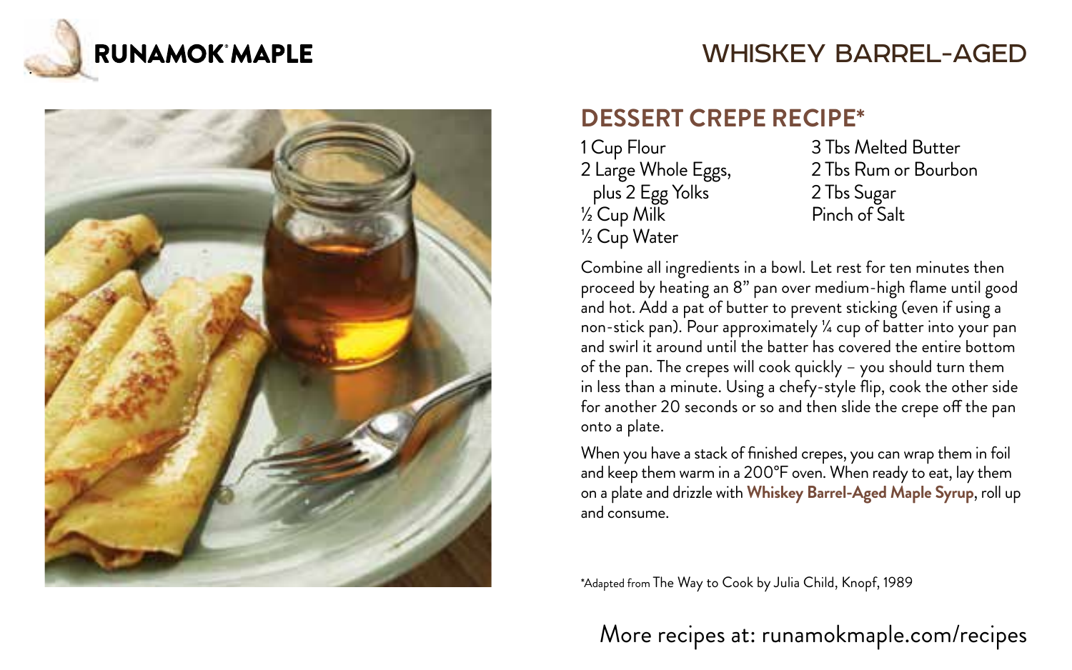# RUNAMOK® MAPLE

## WHISKEY BARREL-AGED

### DESSERT CREPE RECIPE*

1 Cup Flour
2 Large Whole Eggs,
plus 2 Egg Yolks
½ Cup Milk
½ Cup Water
3 Tbs Melted Butter
2 Tbs Rum or Bourbon
2 Tbs Sugar
Pinch of Salt

Combine all ingredients in a bowl. Let rest for ten minutes then proceed by heating an 8" pan over medium-high flame until good and hot. Add a pat of butter to prevent sticking (even if using a non-stick pan). Pour approximately ¼ cup of batter into your pan and swirl it around until the batter has covered the entire bottom of the pan. The crepes will cook quickly – you should turn them in less than a minute. Using a chefy-style flip, cook the other side for another 20 seconds or so and then slide the crepe off the pan onto a plate.

When you have a stack of finished crepes, you can wrap them in foil and keep them warm in a 200°F oven. When ready to eat, lay them on a plate and drizzle with **Whiskey Barrel-Aged Maple Syrup**, roll up and consume.

*Adapted from The Way to Cook by Julia Child, Knopf, 1989

More recipes at: runamokmaple.com/recipes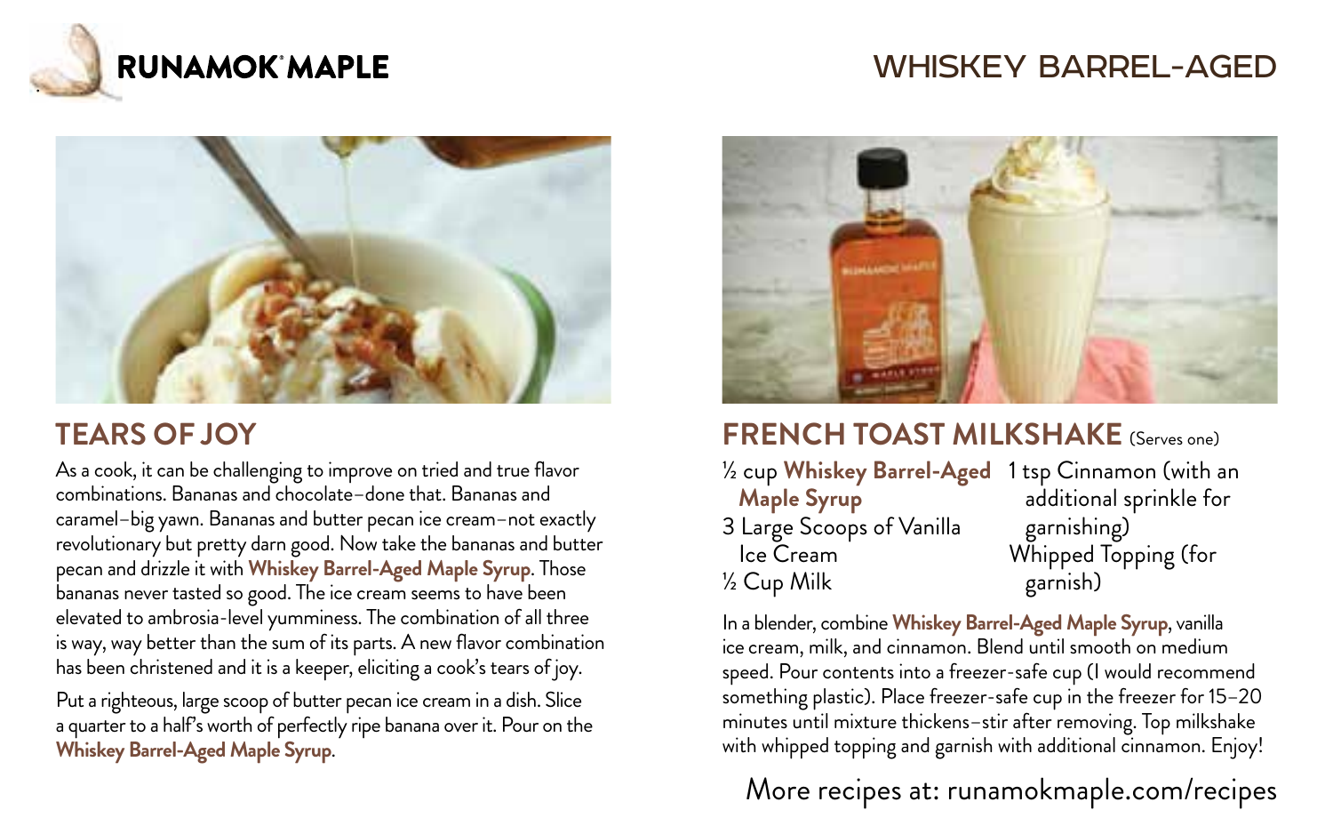# RUNAMOK MAPLE

# WHISKEY BARREL-AGED

## TEARS OF JOY

As a cook, it can be challenging to improve on tried and true flavor combinations. Bananas and chocolate–done that. Bananas and caramel–big yawn. Bananas and butter pecan ice cream–not exactly revolutionary but pretty darn good. Now take the bananas and butter pecan and drizzle it with **Whiskey Barrel-Aged Maple Syrup**. Those bananas never tasted so good. The ice cream seems to have been elevated to ambrosia-level yumminess. The combination of all three is way, way better than the sum of its parts. A new flavor combination has been christened and it is a keeper, eliciting a cook's tears of joy.

Put a righteous, large scoop of butter pecan ice cream in a dish. Slice a quarter to a half's worth of perfectly ripe banana over it. Pour on the **Whiskey Barrel-Aged Maple Syrup**.

## FRENCH TOAST MILKSHAKE (Serves one)

½ cup **Whiskey Barrel-Aged Maple Syrup**
3 Large Scoops of Vanilla Ice Cream
½ Cup Milk
1 tsp Cinnamon (with an additional sprinkle for garnishing)
Whipped Topping (for garnish)

In a blender, combine **Whiskey Barrel-Aged Maple Syrup**, vanilla ice cream, milk, and cinnamon. Blend until smooth on medium speed. Pour contents into a freezer-safe cup (I would recommend something plastic). Place freezer-safe cup in the freezer for 15–20 minutes until mixture thickens–stir after removing. Top milkshake with whipped topping and garnish with additional cinnamon. Enjoy!

More recipes at: runamokmaple.com/recipes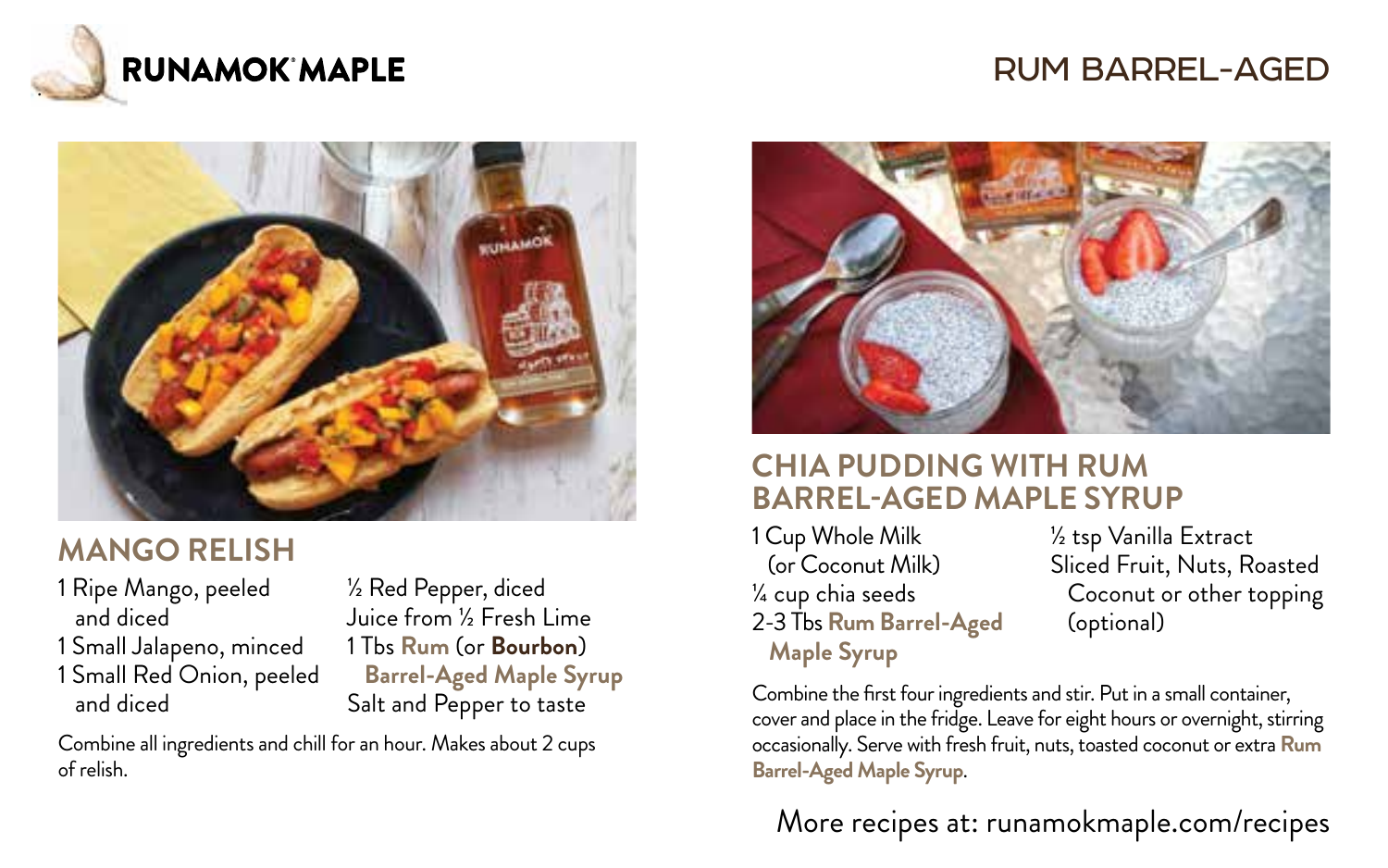RUNAMOK MAPLE

# RUM BARREL-AGED

## MANGO RELISH

1 Ripe Mango, peeled and diced
1 Small Jalapeno, minced
1 Small Red Onion, peeled and diced
½ Red Pepper, diced
Juice from ½ Fresh Lime
1 Tbs **Rum** (or **Bourbon**) **Barrel-Aged Maple Syrup**
Salt and Pepper to taste

Combine all ingredients and chill for an hour. Makes about 2 cups of relish.

## CHIA PUDDING WITH RUM BARREL-AGED MAPLE SYRUP

1 Cup Whole Milk (or Coconut Milk)
¼ cup chia seeds
2-3 Tbs **Rum Barrel-Aged Maple Syrup**
½ tsp Vanilla Extract
Sliced Fruit, Nuts, Roasted Coconut or other topping (optional)

Combine the first four ingredients and stir. Put in a small container, cover and place in the fridge. Leave for eight hours or overnight, stirring occasionally. Serve with fresh fruit, nuts, toasted coconut or extra **Rum Barrel-Aged Maple Syrup**.

More recipes at: runamokmaple.com/recipes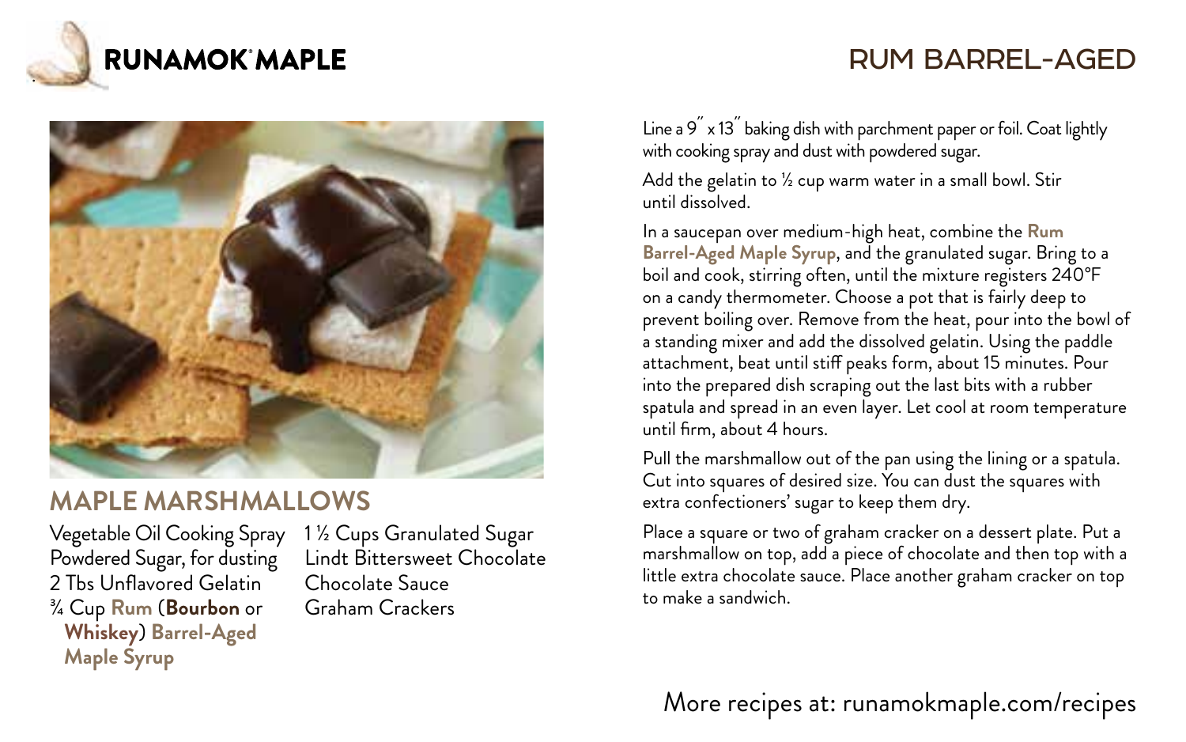RUNAMOK® MAPLE

RUM BARREL-AGED

## MAPLE MARSHMALLOWS

Vegetable Oil Cooking Spray
Powdered Sugar, for dusting
2 Tbs Unflavored Gelatin
¾ Cup **Rum** (**Bourbon** or **Whiskey**) **Barrel-Aged Maple Syrup**
1 ½ Cups Granulated Sugar
Lindt Bittersweet Chocolate
Chocolate Sauce
Graham Crackers

Line a 9˝ x 13˝ baking dish with parchment paper or foil. Coat lightly with cooking spray and dust with powdered sugar.

Add the gelatin to ½ cup warm water in a small bowl. Stir until dissolved.

In a saucepan over medium-high heat, combine the **Rum Barrel-Aged Maple Syrup**, and the granulated sugar. Bring to a boil and cook, stirring often, until the mixture registers 240°F on a candy thermometer. Choose a pot that is fairly deep to prevent boiling over. Remove from the heat, pour into the bowl of a standing mixer and add the dissolved gelatin. Using the paddle attachment, beat until stiff peaks form, about 15 minutes. Pour into the prepared dish scraping out the last bits with a rubber spatula and spread in an even layer. Let cool at room temperature until firm, about 4 hours.

Pull the marshmallow out of the pan using the lining or a spatula. Cut into squares of desired size. You can dust the squares with extra confectioners' sugar to keep them dry.

Place a square or two of graham cracker on a dessert plate. Put a marshmallow on top, add a piece of chocolate and then top with a little extra chocolate sauce. Place another graham cracker on top to make a sandwich.

More recipes at: runamokmaple.com/recipes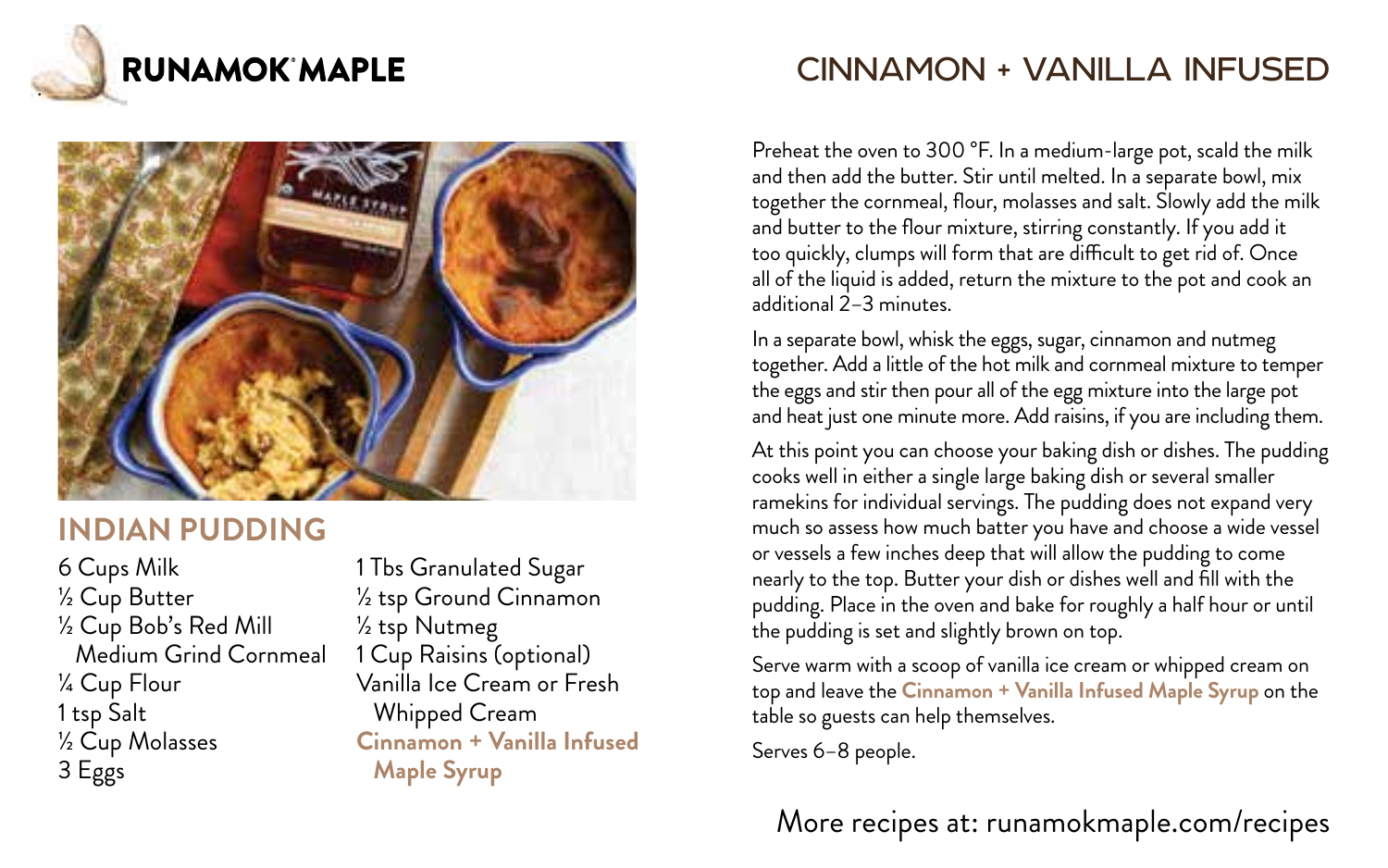# RUNAMOK MAPLE

## CINNAMON + VANILLA INFUSED

## INDIAN PUDDING

- 6 Cups Milk
- ½ Cup Butter
- ½ Cup Bob's Red Mill Medium Grind Cornmeal
- ¼ Cup Flour
- 1 tsp Salt
- ½ Cup Molasses
- 3 Eggs
- 1 Tbs Granulated Sugar
- ½ tsp Ground Cinnamon
- ½ tsp Nutmeg
- 1 Cup Raisins (optional)
- Vanilla Ice Cream or Fresh Whipped Cream
- **Cinnamon + Vanilla Infused Maple Syrup**

Preheat the oven to 300 °F. In a medium-large pot, scald the milk and then add the butter. Stir until melted. In a separate bowl, mix together the cornmeal, flour, molasses and salt. Slowly add the milk and butter to the flour mixture, stirring constantly. If you add it too quickly, clumps will form that are difficult to get rid of. Once all of the liquid is added, return the mixture to the pot and cook an additional 2–3 minutes.

In a separate bowl, whisk the eggs, sugar, cinnamon and nutmeg together. Add a little of the hot milk and cornmeal mixture to temper the eggs and stir then pour all of the egg mixture into the large pot and heat just one minute more. Add raisins, if you are including them.

At this point you can choose your baking dish or dishes. The pudding cooks well in either a single large baking dish or several smaller ramekins for individual servings. The pudding does not expand very much so assess how much batter you have and choose a wide vessel or vessels a few inches deep that will allow the pudding to come nearly to the top. Butter your dish or dishes well and fill with the pudding. Place in the oven and bake for roughly a half hour or until the pudding is set and slightly brown on top.

Serve warm with a scoop of vanilla ice cream or whipped cream on top and leave the **Cinnamon + Vanilla Infused Maple Syrup** on the table so guests can help themselves.

Serves 6–8 people.

More recipes at: runamokmaple.com/recipes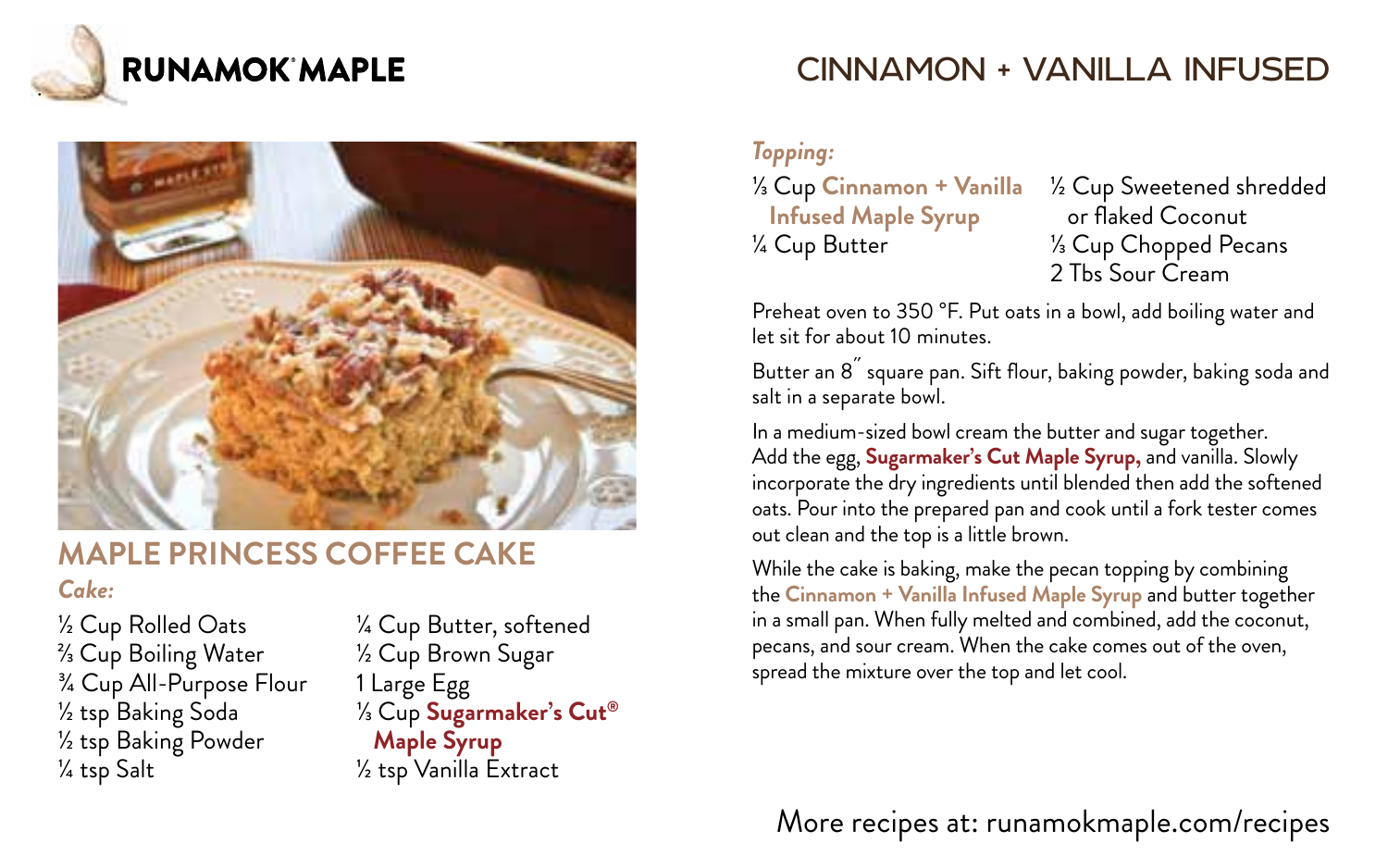# RUNAMOK® MAPLE

# CINNAMON + VANILLA INFUSED

## MAPLE PRINCESS COFFEE CAKE

### *Cake:*

- ½ Cup Rolled Oats
- ⅔ Cup Boiling Water
- ¾ Cup All-Purpose Flour
- ½ tsp Baking Soda
- ½ tsp Baking Powder
- ¼ tsp Salt
- ¼ Cup Butter, softened
- ½ Cup Brown Sugar
- 1 Large Egg
- ⅓ Cup **Sugarmaker's Cut® Maple Syrup**
- ½ tsp Vanilla Extract

### *Topping:*

- ⅓ Cup **Cinnamon + Vanilla Infused Maple Syrup**
- ¼ Cup Butter
- ½ Cup Sweetened shredded or flaked Coconut
- ⅓ Cup Chopped Pecans
- 2 Tbs Sour Cream

Preheat oven to 350 °F. Put oats in a bowl, add boiling water and let sit for about 10 minutes.

Butter an 8˝ square pan. Sift flour, baking powder, baking soda and salt in a separate bowl.

In a medium-sized bowl cream the butter and sugar together. Add the egg, **Sugarmaker's Cut Maple Syrup,** and vanilla. Slowly incorporate the dry ingredients until blended then add the softened oats. Pour into the prepared pan and cook until a fork tester comes out clean and the top is a little brown.

While the cake is baking, make the pecan topping by combining the **Cinnamon + Vanilla Infused Maple Syrup** and butter together in a small pan. When fully melted and combined, add the coconut, pecans, and sour cream. When the cake comes out of the oven, spread the mixture over the top and let cool.

More recipes at: runamokmaple.com/recipes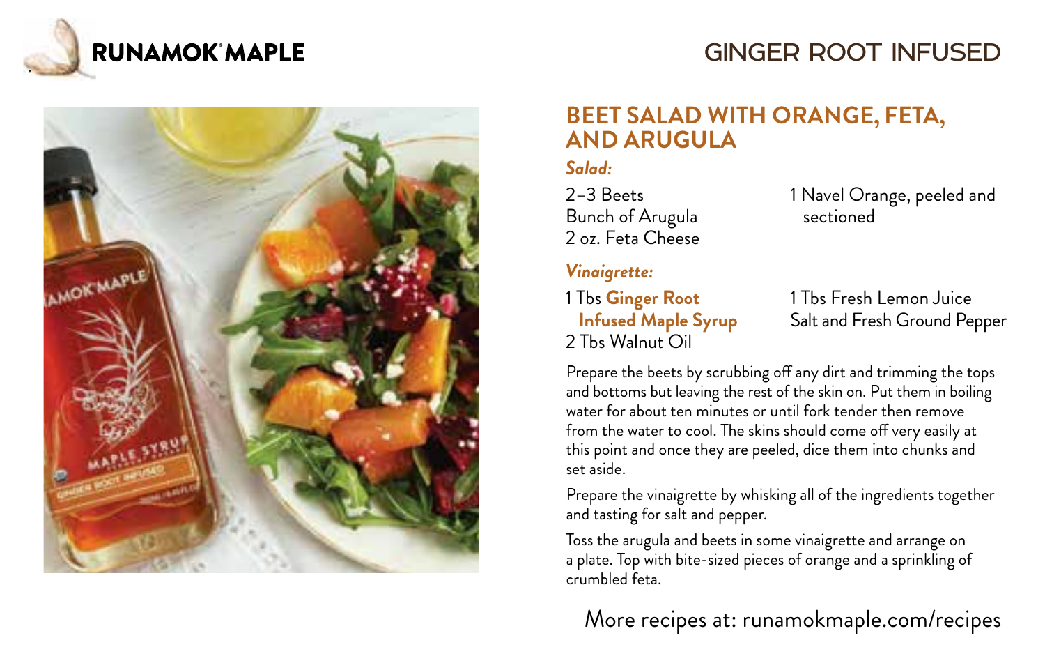RUNAMOK MAPLE

GINGER ROOT INFUSED

## BEET SALAD WITH ORANGE, FETA, AND ARUGULA

### *Salad:*

- 2–3 Beets
- Bunch of Arugula
- 2 oz. Feta Cheese
- 1 Navel Orange, peeled and sectioned

### *Vinaigrette:*

- 1 Tbs **Ginger Root Infused Maple Syrup**
- 2 Tbs Walnut Oil
- 1 Tbs Fresh Lemon Juice
- Salt and Fresh Ground Pepper

Prepare the beets by scrubbing off any dirt and trimming the tops and bottoms but leaving the rest of the skin on. Put them in boiling water for about ten minutes or until fork tender then remove from the water to cool. The skins should come off very easily at this point and once they are peeled, dice them into chunks and set aside.

Prepare the vinaigrette by whisking all of the ingredients together and tasting for salt and pepper.

Toss the arugula and beets in some vinaigrette and arrange on a plate. Top with bite-sized pieces of orange and a sprinkling of crumbled feta.

More recipes at: runamokmaple.com/recipes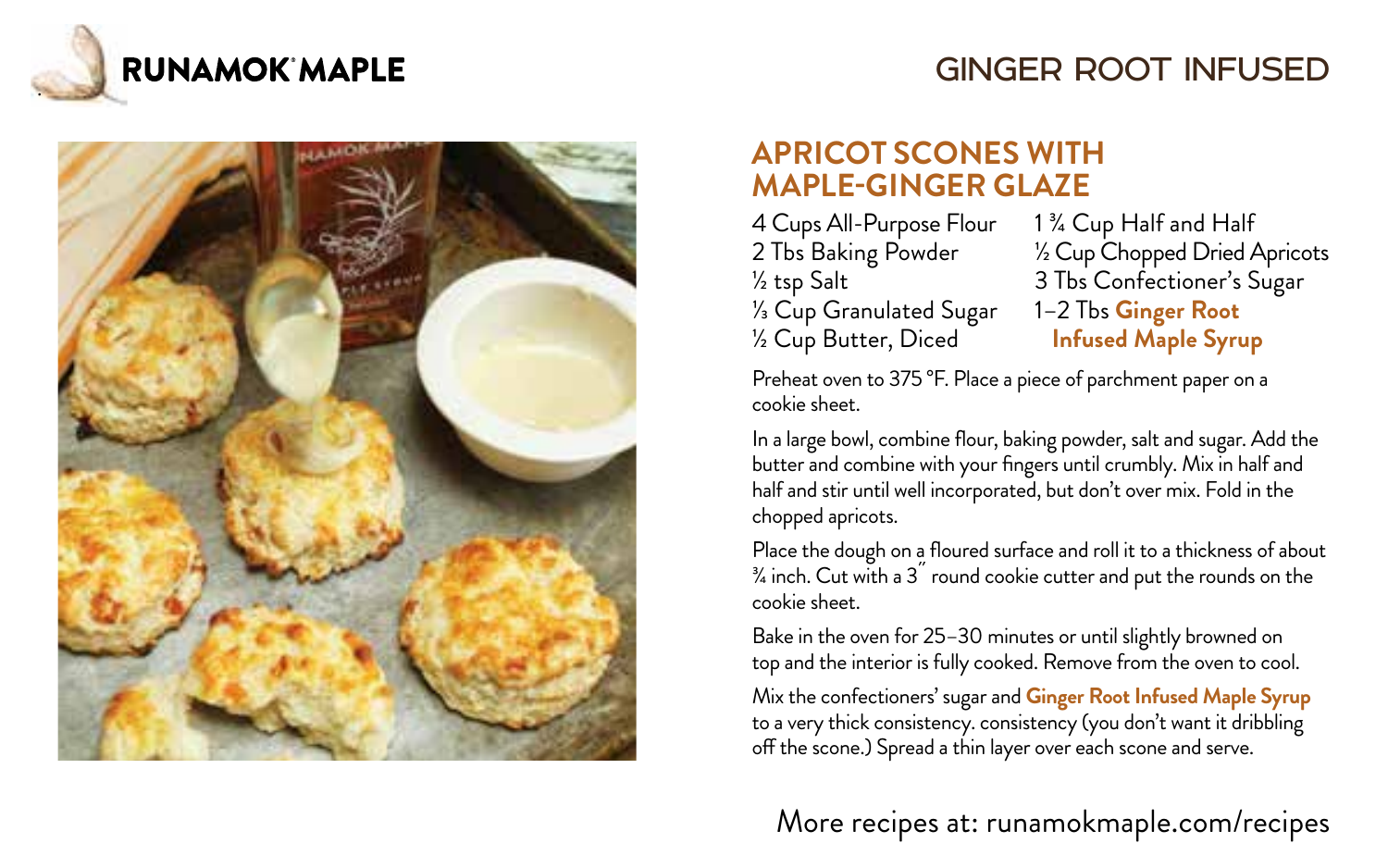RUNAMOK® MAPLE

# GINGER ROOT INFUSED

## APRICOT SCONES WITH MAPLE-GINGER GLAZE

- 4 Cups All-Purpose Flour
- 2 Tbs Baking Powder
- ½ tsp Salt
- ⅓ Cup Granulated Sugar
- ½ Cup Butter, Diced
- 1 ¾ Cup Half and Half
- ½ Cup Chopped Dried Apricots
- 3 Tbs Confectioner's Sugar
- 1–2 Tbs **Ginger Root Infused Maple Syrup**

Preheat oven to 375 °F. Place a piece of parchment paper on a cookie sheet.

In a large bowl, combine flour, baking powder, salt and sugar. Add the butter and combine with your fingers until crumbly. Mix in half and half and stir until well incorporated, but don't over mix. Fold in the chopped apricots.

Place the dough on a floured surface and roll it to a thickness of about ¾ inch. Cut with a 3˝ round cookie cutter and put the rounds on the cookie sheet.

Bake in the oven for 25–30 minutes or until slightly browned on top and the interior is fully cooked. Remove from the oven to cool.

Mix the confectioners' sugar and **Ginger Root Infused Maple Syrup** to a very thick consistency. consistency (you don't want it dribbling off the scone.) Spread a thin layer over each scone and serve.

More recipes at: runamokmaple.com/recipes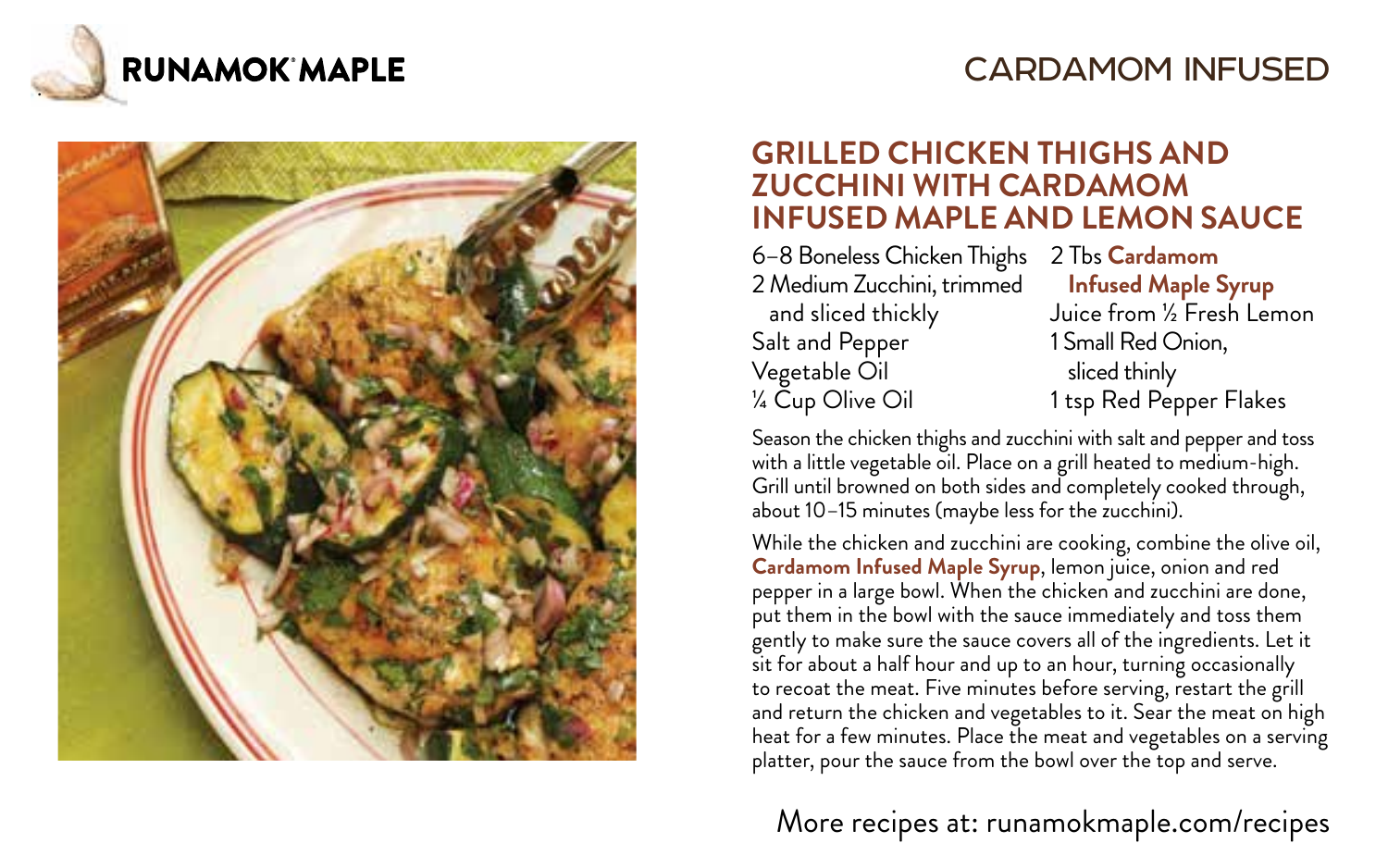**RUNAMOK® MAPLE**

CARDAMOM INFUSED

## GRILLED CHICKEN THIGHS AND ZUCCHINI WITH CARDAMOM INFUSED MAPLE AND LEMON SAUCE

- 6–8 Boneless Chicken Thighs
- 2 Medium Zucchini, trimmed and sliced thickly
- Salt and Pepper
- Vegetable Oil
- ¼ Cup Olive Oil
- 2 Tbs **Cardamom Infused Maple Syrup**
- Juice from ½ Fresh Lemon
- 1 Small Red Onion, sliced thinly
- 1 tsp Red Pepper Flakes

Season the chicken thighs and zucchini with salt and pepper and toss with a little vegetable oil. Place on a grill heated to medium-high. Grill until browned on both sides and completely cooked through, about 10–15 minutes (maybe less for the zucchini).

While the chicken and zucchini are cooking, combine the olive oil, **Cardamom Infused Maple Syrup**, lemon juice, onion and red pepper in a large bowl. When the chicken and zucchini are done, put them in the bowl with the sauce immediately and toss them gently to make sure the sauce covers all of the ingredients. Let it sit for about a half hour and up to an hour, turning occasionally to recoat the meat. Five minutes before serving, restart the grill and return the chicken and vegetables to it. Sear the meat on high heat for a few minutes. Place the meat and vegetables on a serving platter, pour the sauce from the bowl over the top and serve.

More recipes at: runamokmaple.com/recipes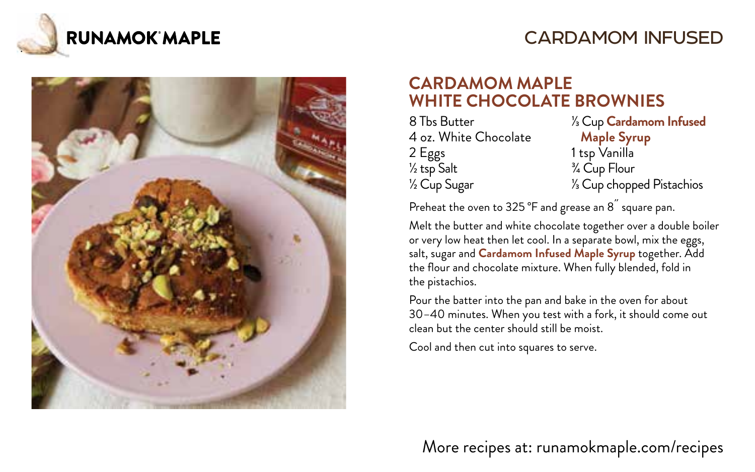RUNAMOK MAPLE

CARDAMOM INFUSED

## CARDAMOM MAPLE WHITE CHOCOLATE BROWNIES

- 8 Tbs Butter
- 4 oz. White Chocolate
- 2 Eggs
- ½ tsp Salt
- ½ Cup Sugar
- ⅓ Cup **Cardamom Infused Maple Syrup**
- 1 tsp Vanilla
- ¾ Cup Flour
- ⅓ Cup chopped Pistachios

Preheat the oven to 325 °F and grease an 8˝ square pan.

Melt the butter and white chocolate together over a double boiler or very low heat then let cool. In a separate bowl, mix the eggs, salt, sugar and **Cardamom Infused Maple Syrup** together. Add the flour and chocolate mixture. When fully blended, fold in the pistachios.

Pour the batter into the pan and bake in the oven for about 30–40 minutes. When you test with a fork, it should come out clean but the center should still be moist.

Cool and then cut into squares to serve.

More recipes at: runamokmaple.com/recipes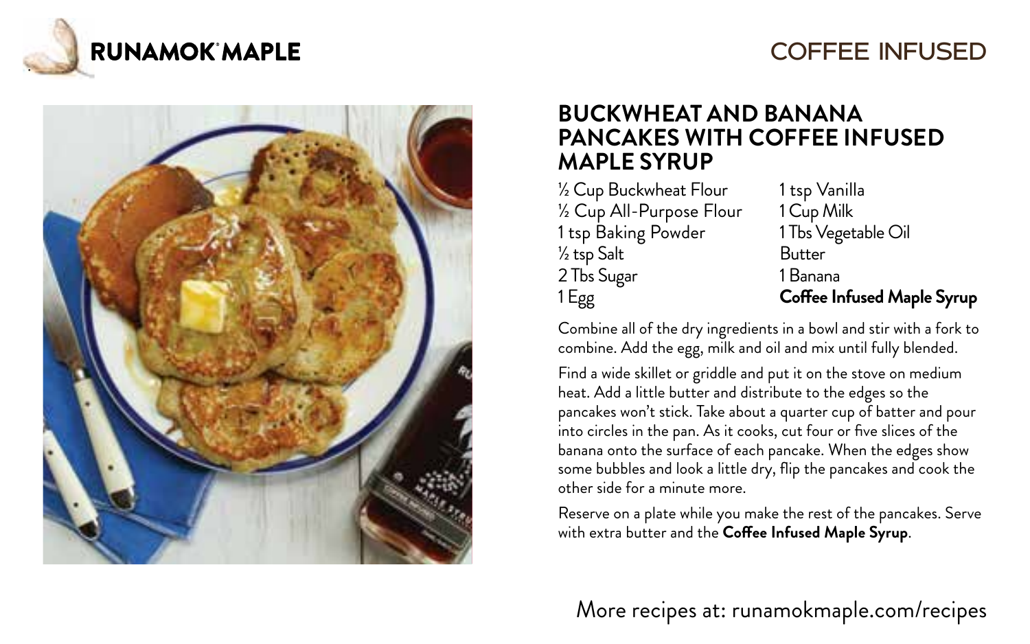**RUNAMOK® MAPLE**

## COFFEE INFUSED

# BUCKWHEAT AND BANANA PANCAKES WITH COFFEE INFUSED MAPLE SYRUP

- ½ Cup Buckwheat Flour
- ½ Cup All-Purpose Flour
- 1 tsp Baking Powder
- ½ tsp Salt
- 2 Tbs Sugar
- 1 Egg
- 1 tsp Vanilla
- 1 Cup Milk
- 1 Tbs Vegetable Oil
- Butter
- 1 Banana
- **Coffee Infused Maple Syrup**

Combine all of the dry ingredients in a bowl and stir with a fork to combine. Add the egg, milk and oil and mix until fully blended.

Find a wide skillet or griddle and put it on the stove on medium heat. Add a little butter and distribute to the edges so the pancakes won't stick. Take about a quarter cup of batter and pour into circles in the pan. As it cooks, cut four or five slices of the banana onto the surface of each pancake. When the edges show some bubbles and look a little dry, flip the pancakes and cook the other side for a minute more.

Reserve on a plate while you make the rest of the pancakes. Serve with extra butter and the **Coffee Infused Maple Syrup**.

More recipes at: runamokmaple.com/recipes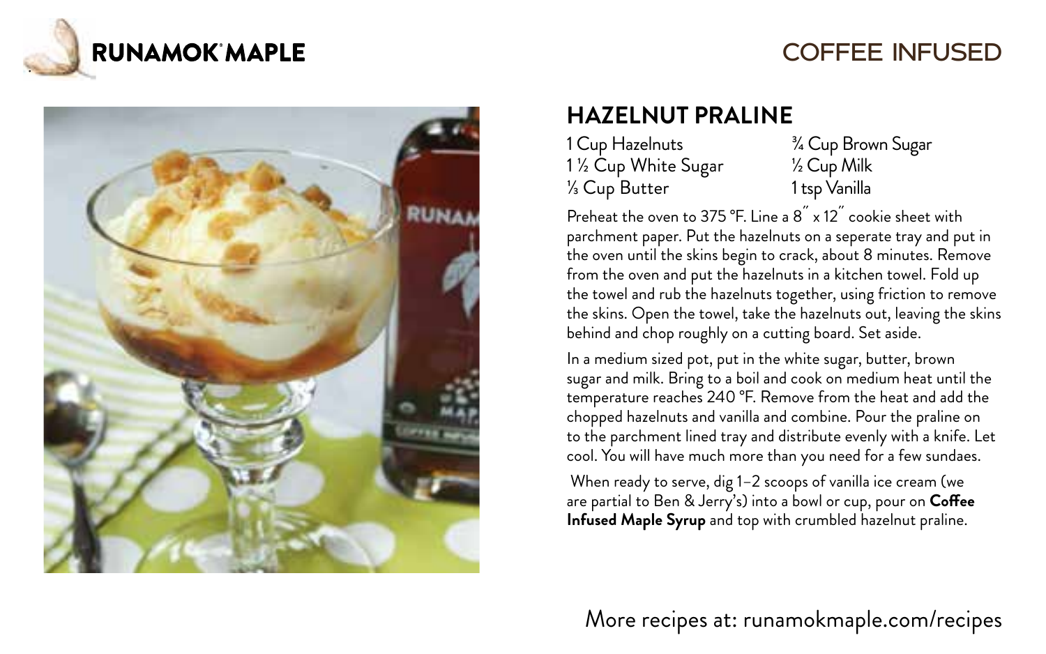# RUNAMOK MAPLE

## COFFEE INFUSED

## HAZELNUT PRALINE

1 Cup Hazelnuts
1 ½ Cup White Sugar
⅓ Cup Butter
¾ Cup Brown Sugar
½ Cup Milk
1 tsp Vanilla

Preheat the oven to 375 °F. Line a 8˝ x 12˝ cookie sheet with parchment paper. Put the hazelnuts on a seperate tray and put in the oven until the skins begin to crack, about 8 minutes. Remove from the oven and put the hazelnuts in a kitchen towel. Fold up the towel and rub the hazelnuts together, using friction to remove the skins. Open the towel, take the hazelnuts out, leaving the skins behind and chop roughly on a cutting board. Set aside.

In a medium sized pot, put in the white sugar, butter, brown sugar and milk. Bring to a boil and cook on medium heat until the temperature reaches 240 °F. Remove from the heat and add the chopped hazelnuts and vanilla and combine. Pour the praline on to the parchment lined tray and distribute evenly with a knife. Let cool. You will have much more than you need for a few sundaes.

When ready to serve, dig 1–2 scoops of vanilla ice cream (we are partial to Ben & Jerry's) into a bowl or cup, pour on **Coffee Infused Maple Syrup** and top with crumbled hazelnut praline.

More recipes at: runamokmaple.com/recipes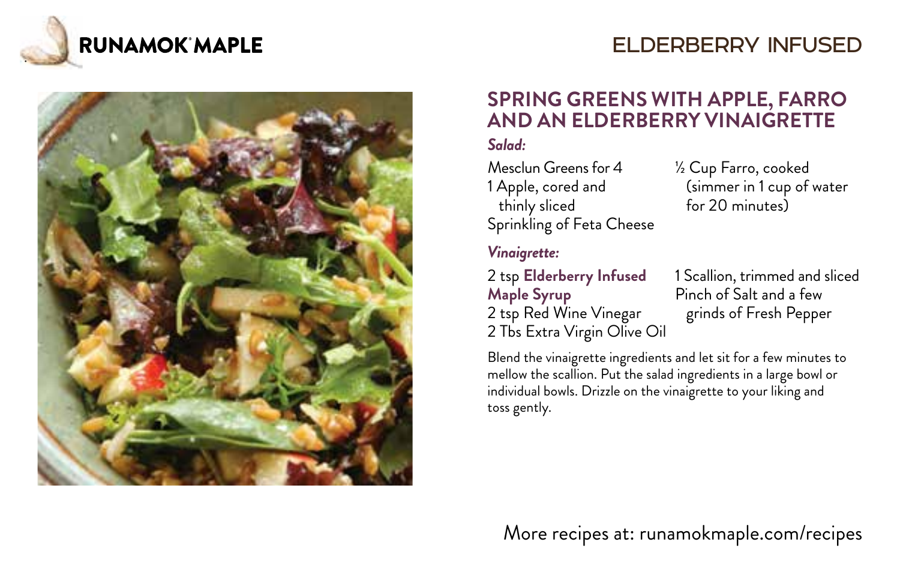**RUNAMOK® MAPLE**

**ELDERBERRY INFUSED**

## SPRING GREENS WITH APPLE, FARRO AND AN ELDERBERRY VINAIGRETTE

### *Salad:*

Mesclun Greens for 4
1 Apple, cored and thinly sliced
Sprinkling of Feta Cheese
½ Cup Farro, cooked (simmer in 1 cup of water for 20 minutes)

### *Vinaigrette:*

2 tsp **Elderberry Infused Maple Syrup**
2 tsp Red Wine Vinegar
2 Tbs Extra Virgin Olive Oil
1 Scallion, trimmed and sliced
Pinch of Salt and a few grinds of Fresh Pepper

Blend the vinaigrette ingredients and let sit for a few minutes to mellow the scallion. Put the salad ingredients in a large bowl or individual bowls. Drizzle on the vinaigrette to your liking and toss gently.

More recipes at: runamokmaple.com/recipes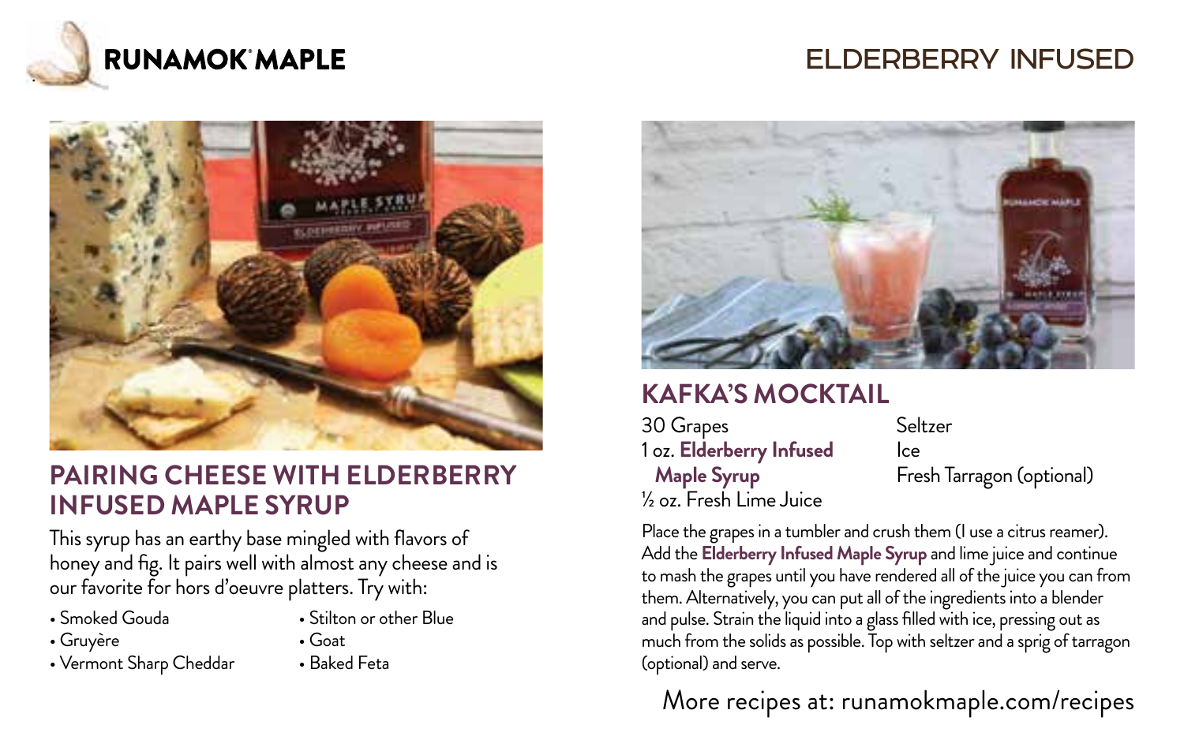# RUNAMOK MAPLE

# ELDERBERRY INFUSED

## PAIRING CHEESE WITH ELDERBERRY INFUSED MAPLE SYRUP

This syrup has an earthy base mingled with flavors of honey and fig. It pairs well with almost any cheese and is our favorite for hors d'oeuvre platters. Try with:

- Smoked Gouda
- Gruyère
- Vermont Sharp Cheddar
- Stilton or other Blue
- Goat
- Baked Feta

## KAFKA'S MOCKTAIL

30 Grapes
1 oz. **Elderberry Infused Maple Syrup**
½ oz. Fresh Lime Juice
Seltzer
Ice
Fresh Tarragon (optional)

Place the grapes in a tumbler and crush them (I use a citrus reamer). Add the **Elderberry Infused Maple Syrup** and lime juice and continue to mash the grapes until you have rendered all of the juice you can from them. Alternatively, you can put all of the ingredients into a blender and pulse. Strain the liquid into a glass filled with ice, pressing out as much from the solids as possible. Top with seltzer and a sprig of tarragon (optional) and serve.

More recipes at: runamokmaple.com/recipes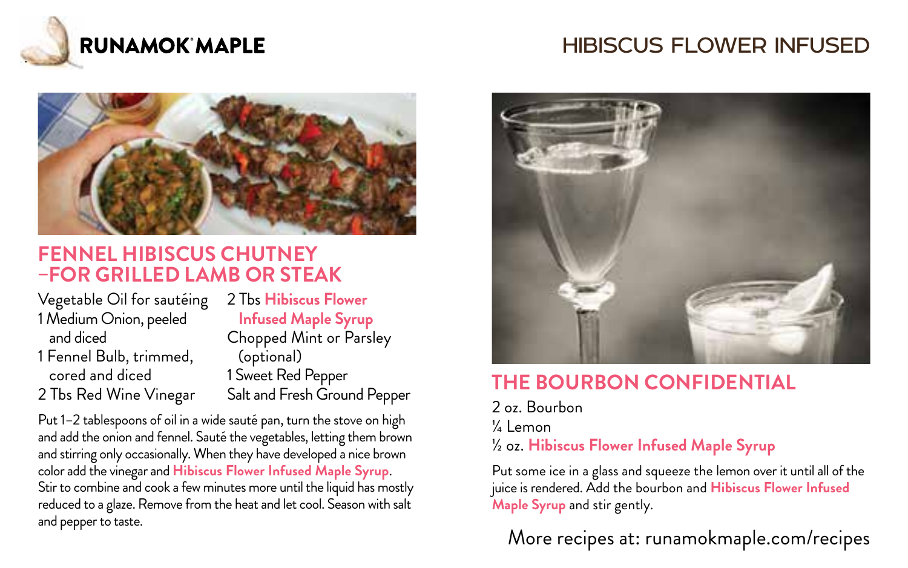# RUNAMOK MAPLE

# HIBISCUS FLOWER INFUSED

## FENNEL HIBISCUS CHUTNEY –FOR GRILLED LAMB OR STEAK

- Vegetable Oil for sautéing
- 1 Medium Onion, peeled and diced
- 1 Fennel Bulb, trimmed, cored and diced
- 2 Tbs Red Wine Vinegar
- 2 Tbs **Hibiscus Flower Infused Maple Syrup**
- Chopped Mint or Parsley (optional)
- 1 Sweet Red Pepper
- Salt and Fresh Ground Pepper

Put 1–2 tablespoons of oil in a wide sauté pan, turn the stove on high and add the onion and fennel. Sauté the vegetables, letting them brown and stirring only occasionally. When they have developed a nice brown color add the vinegar and **Hibiscus Flower Infused Maple Syrup**. Stir to combine and cook a few minutes more until the liquid has mostly reduced to a glaze. Remove from the heat and let cool. Season with salt and pepper to taste.

## THE BOURBON CONFIDENTIAL

- 2 oz. Bourbon
- ¼ Lemon
- ½ oz. **Hibiscus Flower Infused Maple Syrup**

Put some ice in a glass and squeeze the lemon over it until all of the juice is rendered. Add the bourbon and **Hibiscus Flower Infused Maple Syrup** and stir gently.

More recipes at: runamokmaple.com/recipes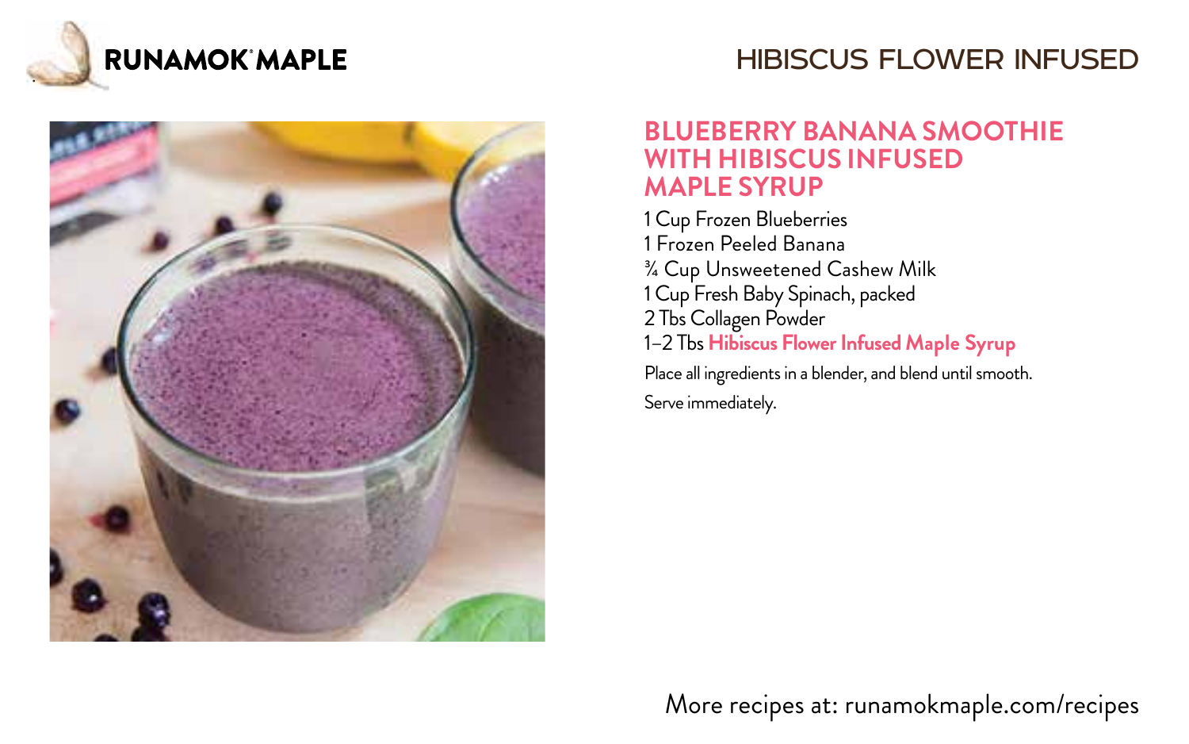RUNAMOK MAPLE

HIBISCUS FLOWER INFUSED

## BLUEBERRY BANANA SMOOTHIE WITH HIBISCUS INFUSED MAPLE SYRUP

1 Cup Frozen Blueberries
1 Frozen Peeled Banana
¾ Cup Unsweetened Cashew Milk
1 Cup Fresh Baby Spinach, packed
2 Tbs Collagen Powder
1–2 Tbs **Hibiscus Flower Infused Maple Syrup**

Place all ingredients in a blender, and blend until smooth.

Serve immediately.

More recipes at: runamokmaple.com/recipes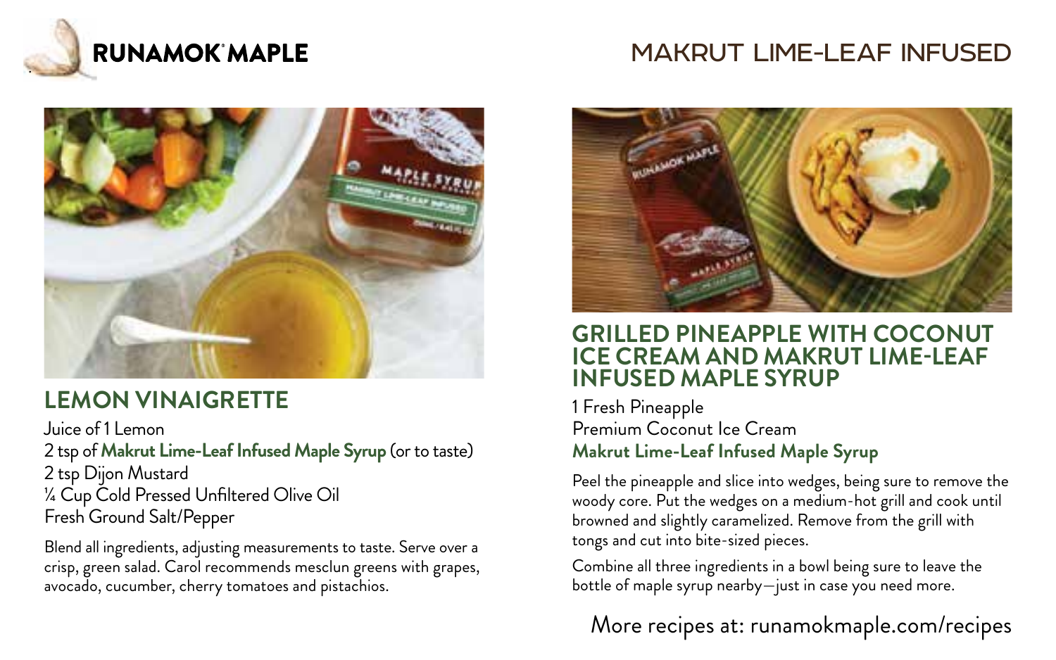# MAKRUT LIME-LEAF INFUSED

## LEMON VINAIGRETTE

Juice of 1 Lemon
2 tsp of **Makrut Lime-Leaf Infused Maple Syrup** (or to taste)
2 tsp Dijon Mustard
¼ Cup Cold Pressed Unfiltered Olive Oil
Fresh Ground Salt/Pepper

Blend all ingredients, adjusting measurements to taste. Serve over a crisp, green salad. Carol recommends mesclun greens with grapes, avocado, cucumber, cherry tomatoes and pistachios.

## GRILLED PINEAPPLE WITH COCONUT ICE CREAM AND MAKRUT LIME-LEAF INFUSED MAPLE SYRUP

1 Fresh Pineapple
Premium Coconut Ice Cream
**Makrut Lime-Leaf Infused Maple Syrup**

Peel the pineapple and slice into wedges, being sure to remove the woody core. Put the wedges on a medium-hot grill and cook until browned and slightly caramelized. Remove from the grill with tongs and cut into bite-sized pieces.

Combine all three ingredients in a bowl being sure to leave the bottle of maple syrup nearby—just in case you need more.

More recipes at: runamokmaple.com/recipes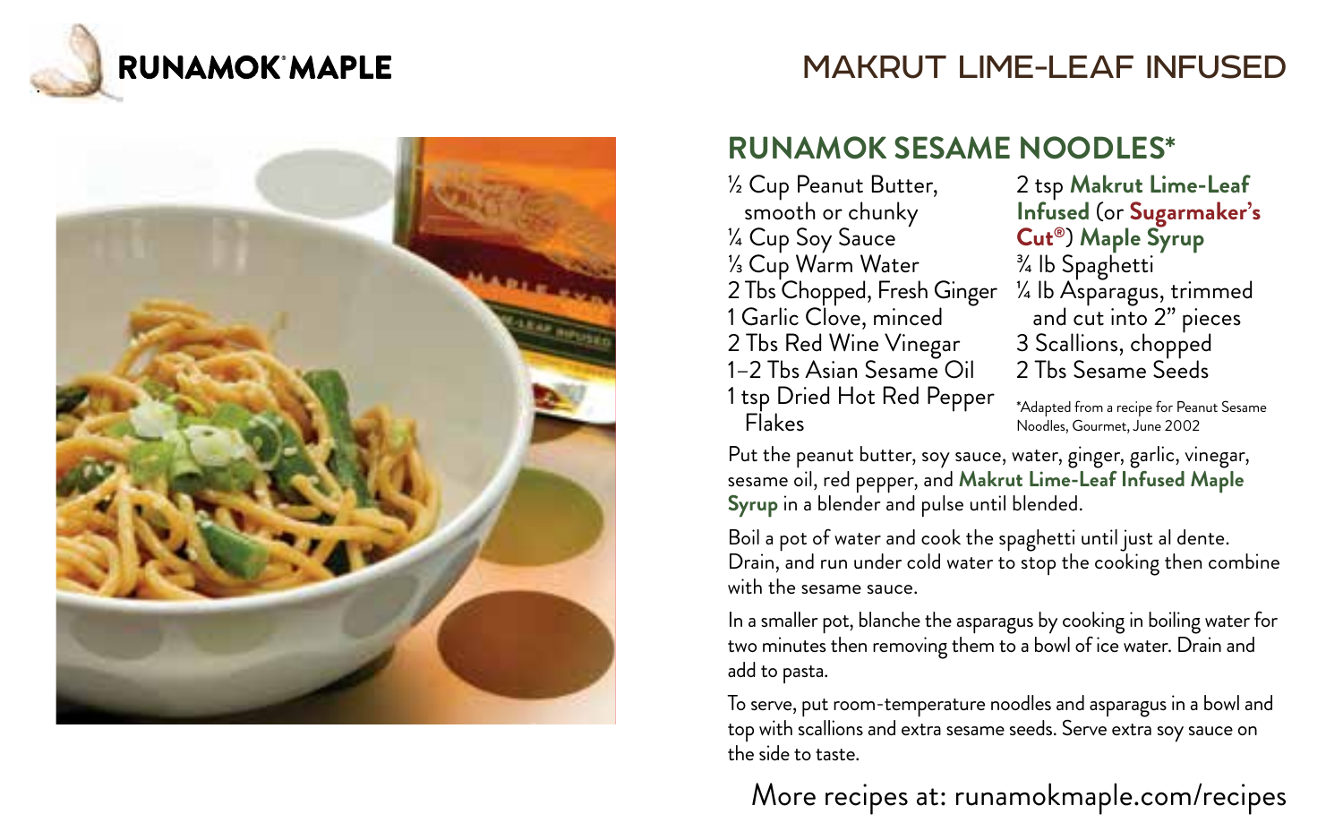RUNAMOK® MAPLE

# MAKRUT LIME-LEAF INFUSED

## RUNAMOK SESAME NOODLES*

- ½ Cup Peanut Butter, smooth or chunky
- ¼ Cup Soy Sauce
- ⅓ Cup Warm Water
- 2 Tbs Chopped, Fresh Ginger
- 1 Garlic Clove, minced
- 2 Tbs Red Wine Vinegar
- 1–2 Tbs Asian Sesame Oil
- 1 tsp Dried Hot Red Pepper Flakes
- 2 tsp **Makrut Lime-Leaf Infused** (or **Sugarmaker's Cut®**) **Maple Syrup**
- ¾ lb Spaghetti
- ¼ lb Asparagus, trimmed and cut into 2" pieces
- 3 Scallions, chopped
- 2 Tbs Sesame Seeds

*Adapted from a recipe for Peanut Sesame Noodles, Gourmet, June 2002

Put the peanut butter, soy sauce, water, ginger, garlic, vinegar, sesame oil, red pepper, and **Makrut Lime-Leaf Infused Maple Syrup** in a blender and pulse until blended.

Boil a pot of water and cook the spaghetti until just al dente. Drain, and run under cold water to stop the cooking then combine with the sesame sauce.

In a smaller pot, blanche the asparagus by cooking in boiling water for two minutes then removing them to a bowl of ice water. Drain and add to pasta.

To serve, put room-temperature noodles and asparagus in a bowl and top with scallions and extra sesame seeds. Serve extra soy sauce on the side to taste.

More recipes at: runamokmaple.com/recipes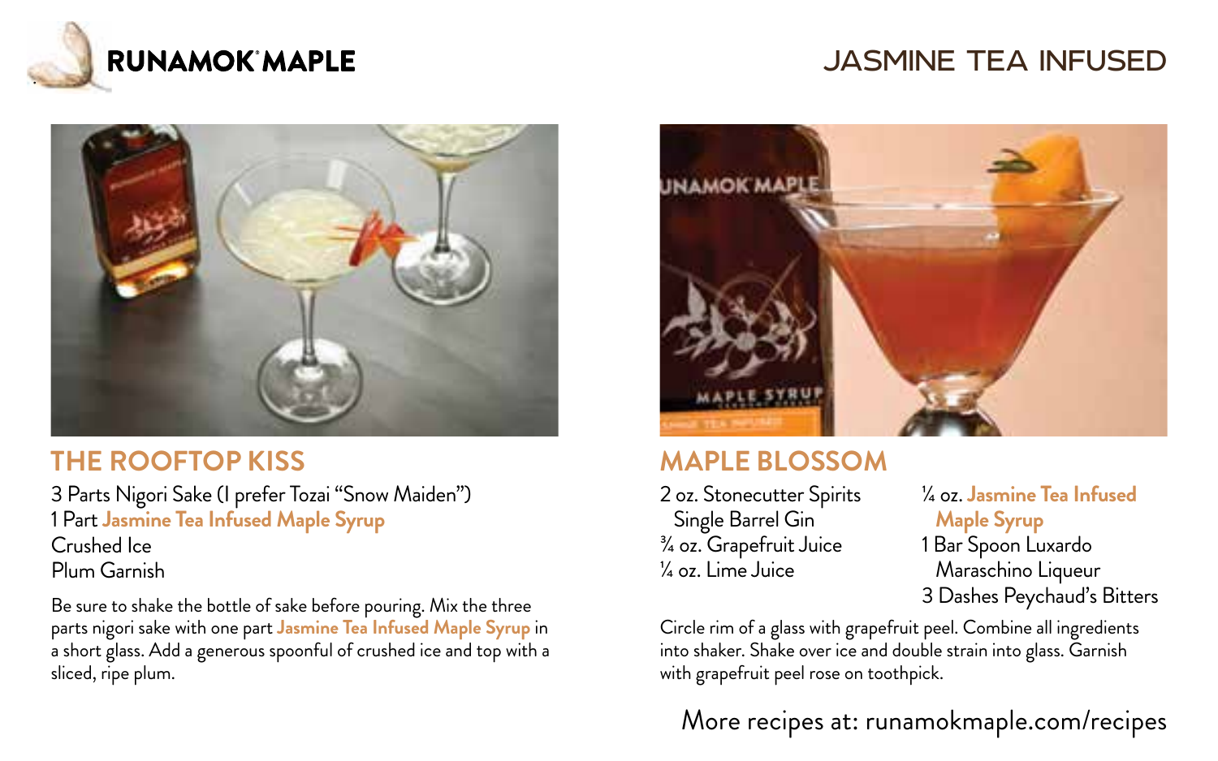# JASMINE TEA INFUSED

## THE ROOFTOP KISS

3 Parts Nigori Sake (I prefer Tozai "Snow Maiden")
1 Part **Jasmine Tea Infused Maple Syrup**
Crushed Ice
Plum Garnish

Be sure to shake the bottle of sake before pouring. Mix the three parts nigori sake with one part **Jasmine Tea Infused Maple Syrup** in a short glass. Add a generous spoonful of crushed ice and top with a sliced, ripe plum.

## MAPLE BLOSSOM

2 oz. Stonecutter Spirits Single Barrel Gin
¾ oz. Grapefruit Juice
¼ oz. Lime Juice
¼ oz. **Jasmine Tea Infused Maple Syrup**
1 Bar Spoon Luxardo Maraschino Liqueur
3 Dashes Peychaud's Bitters

Circle rim of a glass with grapefruit peel. Combine all ingredients into shaker. Shake over ice and double strain into glass. Garnish with grapefruit peel rose on toothpick.

More recipes at: runamokmaple.com/recipes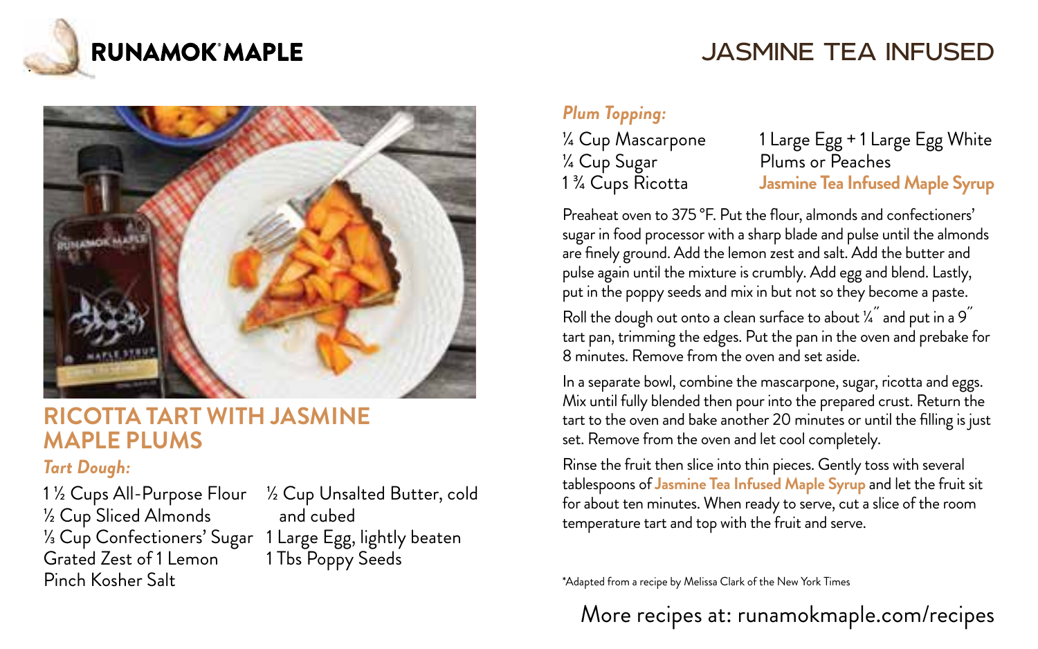**RUNAMOK® MAPLE**

# JASMINE TEA INFUSED

## RICOTTA TART WITH JASMINE MAPLE PLUMS

### *Tart Dough:*

1 ½ Cups All-Purpose Flour
½ Cup Sliced Almonds
⅓ Cup Confectioners' Sugar
Grated Zest of 1 Lemon
Pinch Kosher Salt
½ Cup Unsalted Butter, cold and cubed
1 Large Egg, lightly beaten
1 Tbs Poppy Seeds

### *Plum Topping:*

¼ Cup Mascarpone
¼ Cup Sugar
1 ¾ Cups Ricotta
1 Large Egg + 1 Large Egg White
Plums or Peaches
**Jasmine Tea Infused Maple Syrup**

Preaheat oven to 375 °F. Put the flour, almonds and confectioners' sugar in food processor with a sharp blade and pulse until the almonds are finely ground. Add the lemon zest and salt. Add the butter and pulse again until the mixture is crumbly. Add egg and blend. Lastly, put in the poppy seeds and mix in but not so they become a paste.

Roll the dough out onto a clean surface to about ¼" and put in a 9" tart pan, trimming the edges. Put the pan in the oven and prebake for 8 minutes. Remove from the oven and set aside.

In a separate bowl, combine the mascarpone, sugar, ricotta and eggs. Mix until fully blended then pour into the prepared crust. Return the tart to the oven and bake another 20 minutes or until the filling is just set. Remove from the oven and let cool completely.

Rinse the fruit then slice into thin pieces. Gently toss with several tablespoons of **Jasmine Tea Infused Maple Syrup** and let the fruit sit for about ten minutes. When ready to serve, cut a slice of the room temperature tart and top with the fruit and serve.

*Adapted from a recipe by Melissa Clark of the New York Times

More recipes at: runamokmaple.com/recipes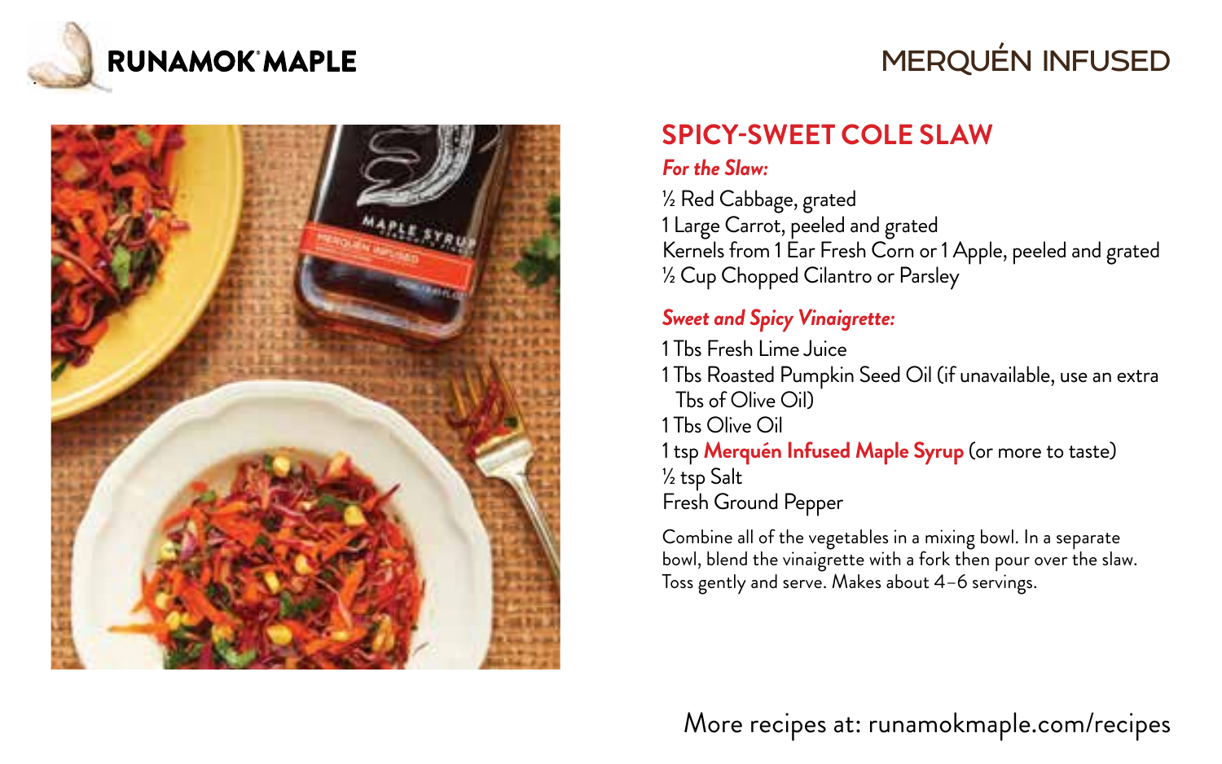**RUNAMOK® MAPLE**

## MERQUÉN INFUSED

# SPICY-SWEET COLE SLAW

***For the Slaw:***

½ Red Cabbage, grated
1 Large Carrot, peeled and grated
Kernels from 1 Ear Fresh Corn or 1 Apple, peeled and grated
½ Cup Chopped Cilantro or Parsley

***Sweet and Spicy Vinaigrette:***

1 Tbs Fresh Lime Juice
1 Tbs Roasted Pumpkin Seed Oil (if unavailable, use an extra Tbs of Olive Oil)
1 Tbs Olive Oil
1 tsp **Merquén Infused Maple Syrup** (or more to taste)
½ tsp Salt
Fresh Ground Pepper

Combine all of the vegetables in a mixing bowl. In a separate bowl, blend the vinaigrette with a fork then pour over the slaw. Toss gently and serve. Makes about 4–6 servings.

More recipes at: runamokmaple.com/recipes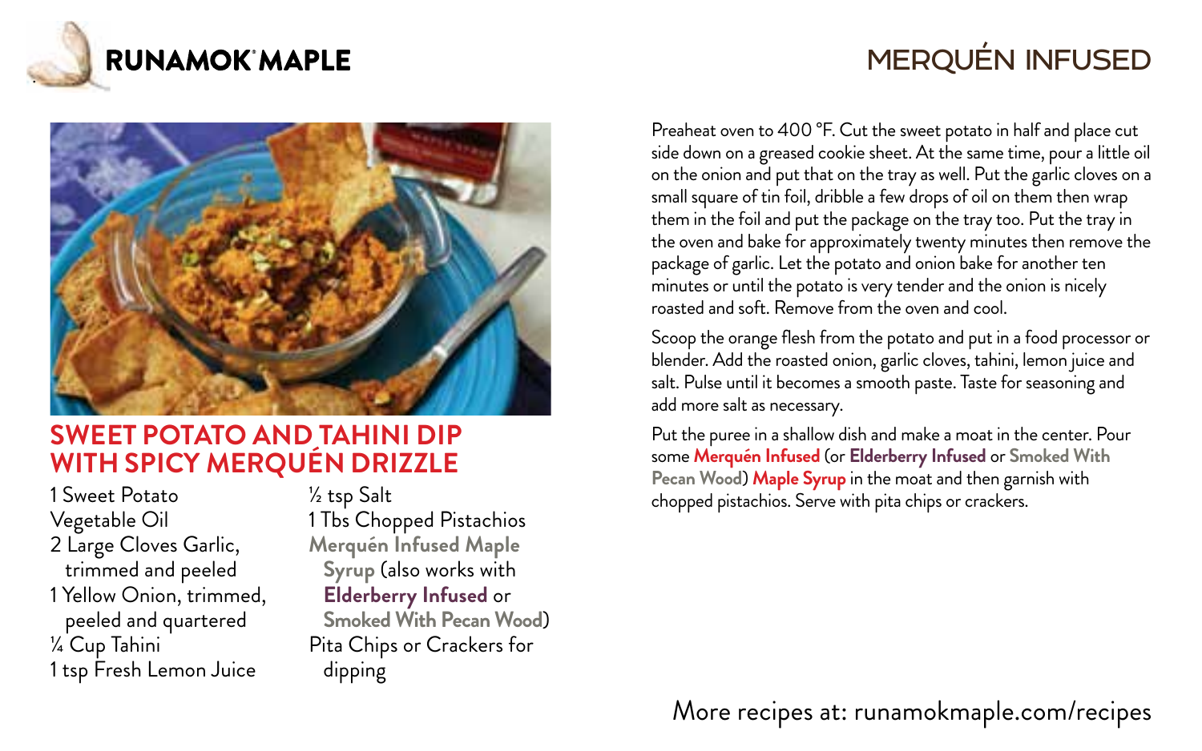# SWEET POTATO AND TAHINI DIP WITH SPICY MERQUÉN DRIZZLE

- 1 Sweet Potato
- Vegetable Oil
- 2 Large Cloves Garlic, trimmed and peeled
- 1 Yellow Onion, trimmed, peeled and quartered
- ¼ Cup Tahini
- 1 tsp Fresh Lemon Juice
- ½ tsp Salt
- 1 Tbs Chopped Pistachios
- **Merquén Infused Maple Syrup** (also works with **Elderberry Infused** or **Smoked With Pecan Wood**)
- Pita Chips or Crackers for dipping

Preheat oven to 400 °F. Cut the sweet potato in half and place cut side down on a greased cookie sheet. At the same time, pour a little oil on the onion and put that on the tray as well. Put the garlic cloves on a small square of tin foil, dribble a few drops of oil on them then wrap them in the foil and put the package on the tray too. Put the tray in the oven and bake for approximately twenty minutes then remove the package of garlic. Let the potato and onion bake for another ten minutes or until the potato is very tender and the onion is nicely roasted and soft. Remove from the oven and cool.

Scoop the orange flesh from the potato and put in a food processor or blender. Add the roasted onion, garlic cloves, tahini, lemon juice and salt. Pulse until it becomes a smooth paste. Taste for seasoning and add more salt as necessary.

Put the puree in a shallow dish and make a moat in the center. Pour some **Merquén Infused** (or **Elderberry Infused** or **Smoked With Pecan Wood**) **Maple Syrup** in the moat and then garnish with chopped pistachios. Serve with pita chips or crackers.

More recipes at: runamokmaple.com/recipes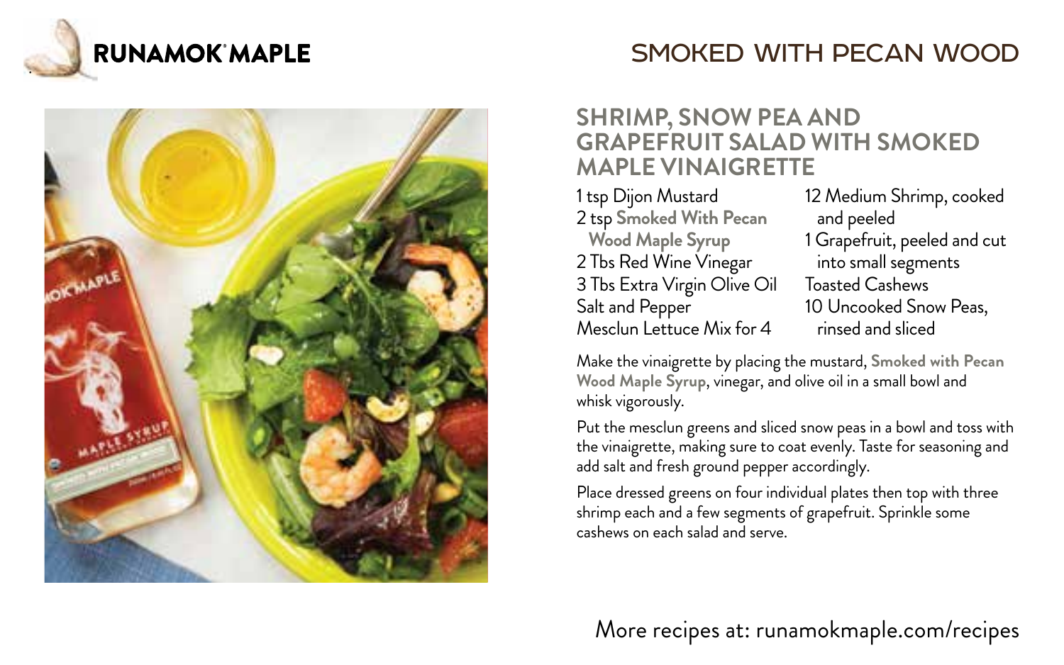**RUNAMOK® MAPLE**

# SMOKED WITH PECAN WOOD

## SHRIMP, SNOW PEA AND GRAPEFRUIT SALAD WITH SMOKED MAPLE VINAIGRETTE

- 1 tsp Dijon Mustard
- 2 tsp **Smoked With Pecan Wood Maple Syrup**
- 2 Tbs Red Wine Vinegar
- 3 Tbs Extra Virgin Olive Oil
- Salt and Pepper
- Mesclun Lettuce Mix for 4
- 12 Medium Shrimp, cooked and peeled
- 1 Grapefruit, peeled and cut into small segments
- Toasted Cashews
- 10 Uncooked Snow Peas, rinsed and sliced

Make the vinaigrette by placing the mustard, **Smoked with Pecan Wood Maple Syrup**, vinegar, and olive oil in a small bowl and whisk vigorously.

Put the mesclun greens and sliced snow peas in a bowl and toss with the vinaigrette, making sure to coat evenly. Taste for seasoning and add salt and fresh ground pepper accordingly.

Place dressed greens on four individual plates then top with three shrimp each and a few segments of grapefruit. Sprinkle some cashews on each salad and serve.

More recipes at: runamokmaple.com/recipes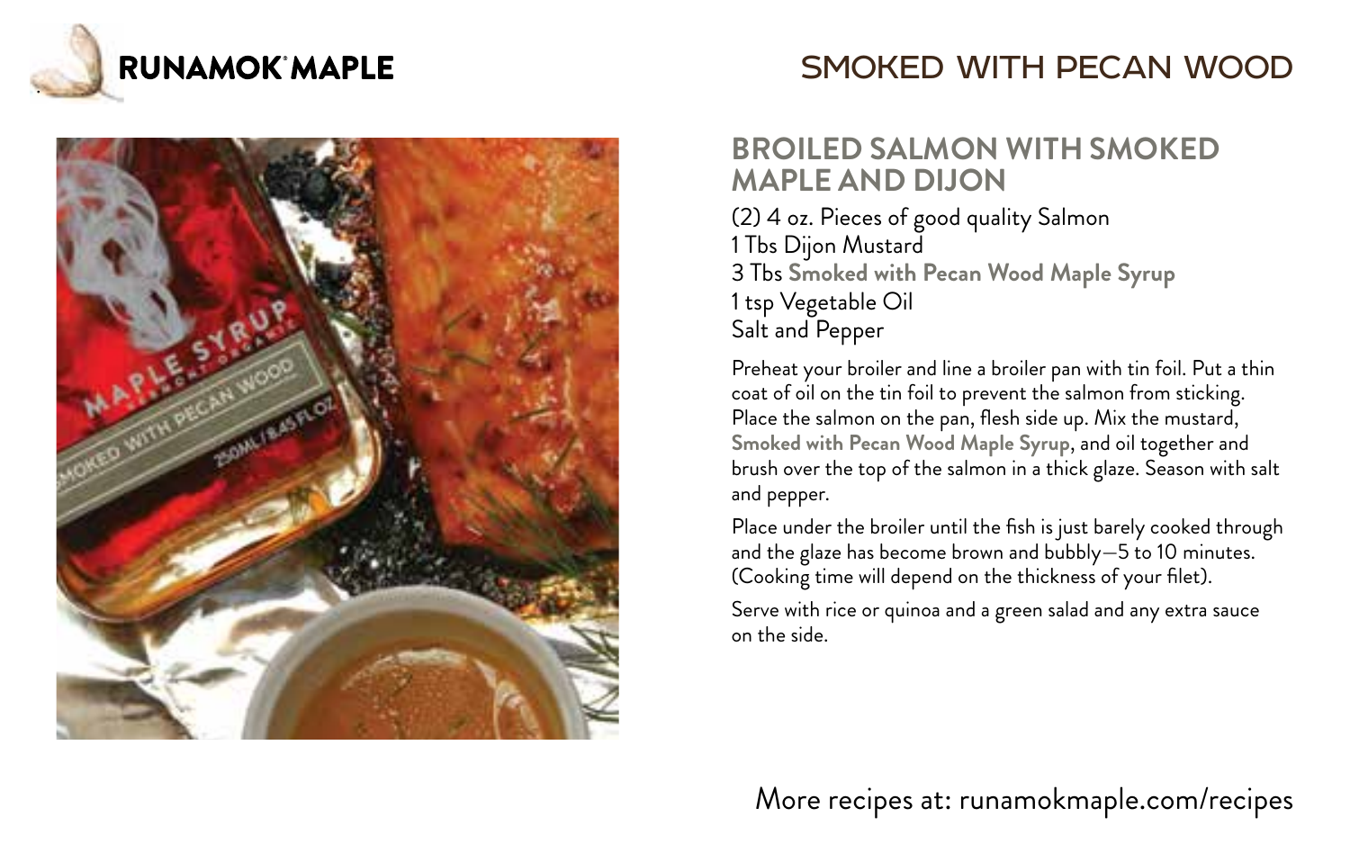**RUNAMOK® MAPLE**

# SMOKED WITH PECAN WOOD

## BROILED SALMON WITH SMOKED MAPLE AND DIJON

(2) 4 oz. Pieces of good quality Salmon
1 Tbs Dijon Mustard
3 Tbs **Smoked with Pecan Wood Maple Syrup**
1 tsp Vegetable Oil
Salt and Pepper

Preheat your broiler and line a broiler pan with tin foil. Put a thin coat of oil on the tin foil to prevent the salmon from sticking. Place the salmon on the pan, flesh side up. Mix the mustard, **Smoked with Pecan Wood Maple Syrup**, and oil together and brush over the top of the salmon in a thick glaze. Season with salt and pepper.

Place under the broiler until the fish is just barely cooked through and the glaze has become brown and bubbly—5 to 10 minutes. (Cooking time will depend on the thickness of your filet).

Serve with rice or quinoa and a green salad and any extra sauce on the side.

More recipes at: runamokmaple.com/recipes